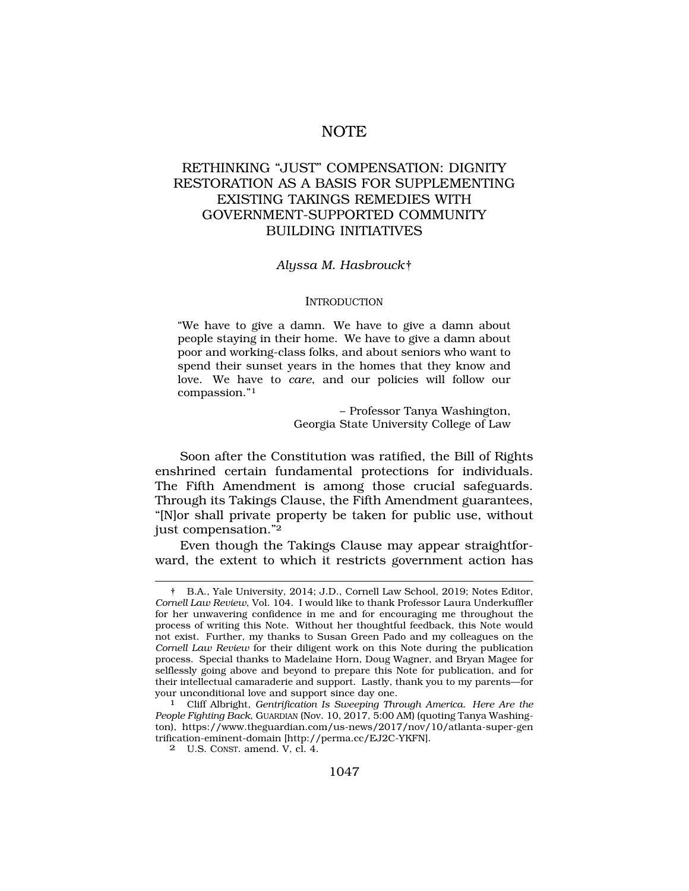# NOTE

## RETHINKING "JUST" COMPENSATION: DIGNITY RESTORATION AS A BASIS FOR SUPPLEMENTING EXISTING TAKINGS REMEDIES WITH GOVERNMENT-SUPPORTED COMMUNITY BUILDING INITIATIVES

*Alyssa M. Hasbrouck*†

### INTRODUCTION

> "We have to give a damn. We have to give a damn about people staying in their home. We have to give a damn about poor and working-class folks, and about seniors who want to spend their sunset years in the homes that they know and love. We have to *care*, and our policies will follow our compassion."[1]
>
> – Professor Tanya Washington,
> Georgia State University College of Law

Soon after the Constitution was ratified, the Bill of Rights enshrined certain fundamental protections for individuals. The Fifth Amendment is among those crucial safeguards. Through its Takings Clause, the Fifth Amendment guarantees, "[N]or shall private property be taken for public use, without just compensation."[2]

Even though the Takings Clause may appear straightforward, the extent to which it restricts government action has

---

† B.A., Yale University, 2014; J.D., Cornell Law School, 2019; Notes Editor, *Cornell Law Review*, Vol. 104. I would like to thank Professor Laura Underkuffler for her unwavering confidence in me and for encouraging me throughout the process of writing this Note. Without her thoughtful feedback, this Note would not exist. Further, my thanks to Susan Green Pado and my colleagues on the *Cornell Law Review* for their diligent work on this Note during the publication process. Special thanks to Madelaine Horn, Doug Wagner, and Bryan Magee for selflessly going above and beyond to prepare this Note for publication, and for their intellectual camaraderie and support. Lastly, thank you to my parents—for your unconditional love and support since day one.

[1] Cliff Albright, *Gentrification Is Sweeping Through America. Here Are the People Fighting Back*, GUARDIAN (Nov. 10, 2017, 5:00 AM) (quoting Tanya Washington), https://www.theguardian.com/us-news/2017/nov/10/atlanta-super-gentrification-eminent-domain [http://perma.cc/EJ2C-YKFN].

[2] U.S. CONST. amend. V, cl. 4.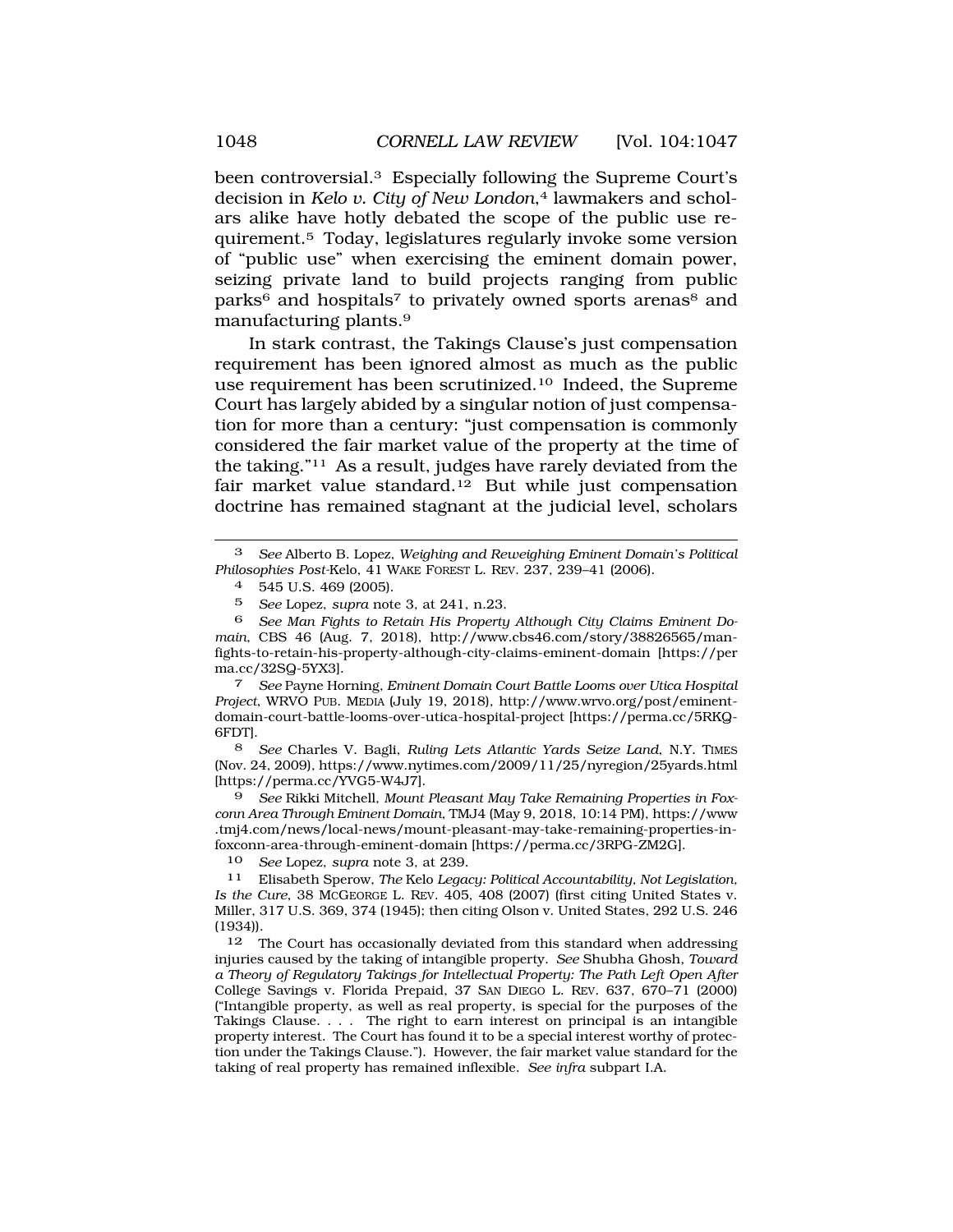been controversial.[3] Especially following the Supreme Court's decision in *Kelo v. City of New London*,[4] lawmakers and scholars alike have hotly debated the scope of the public use requirement.[5] Today, legislatures regularly invoke some version of "public use" when exercising the eminent domain power, seizing private land to build projects ranging from public parks[6] and hospitals[7] to privately owned sports arenas[8] and manufacturing plants.[9]

In stark contrast, the Takings Clause's just compensation requirement has been ignored almost as much as the public use requirement has been scrutinized.[10] Indeed, the Supreme Court has largely abided by a singular notion of just compensation for more than a century: "just compensation is commonly considered the fair market value of the property at the time of the taking."[11] As a result, judges have rarely deviated from the fair market value standard.[12] But while just compensation doctrine has remained stagnant at the judicial level, scholars

---

3 *See* Alberto B. Lopez, *Weighing and Reweighing Eminent Domain's Political Philosophies Post-*Kelo, 41 WAKE FOREST L. REV. 237, 239–41 (2006).

4 545 U.S. 469 (2005).

5 *See* Lopez, *supra* note 3, at 241, n.23.

6 *See Man Fights to Retain His Property Although City Claims Eminent Domain*, CBS 46 (Aug. 7, 2018), http://www.cbs46.com/story/38826565/man-fights-to-retain-his-property-although-city-claims-eminent-domain [https://perma.cc/32SQ-5YX3].

7 *See* Payne Horning, *Eminent Domain Court Battle Looms over Utica Hospital Project*, WRVO PUB. MEDIA (July 19, 2018), http://www.wrvo.org/post/eminent-domain-court-battle-looms-over-utica-hospital-project [https://perma.cc/5RKQ-6FDT].

8 *See* Charles V. Bagli, *Ruling Lets Atlantic Yards Seize Land*, N.Y. TIMES (Nov. 24, 2009), https://www.nytimes.com/2009/11/25/nyregion/25yards.html [https://perma.cc/YVG5-W4J7].

9 *See* Rikki Mitchell, *Mount Pleasant May Take Remaining Properties in Foxconn Area Through Eminent Domain*, TMJ4 (May 9, 2018, 10:14 PM), https://www.tmj4.com/news/local-news/mount-pleasant-may-take-remaining-properties-in-foxconn-area-through-eminent-domain [https://perma.cc/3RPG-ZM2G].

10 *See* Lopez, *supra* note 3, at 239.

11 Elisabeth Sperow, *The* Kelo *Legacy: Political Accountability, Not Legislation, Is the Cure*, 38 MCGEORGE L. REV. 405, 408 (2007) (first citing United States v. Miller, 317 U.S. 369, 374 (1945); then citing Olson v. United States, 292 U.S. 246 (1934)).

12 The Court has occasionally deviated from this standard when addressing injuries caused by the taking of intangible property. *See* Shubha Ghosh, *Toward a Theory of Regulatory Takings for Intellectual Property: The Path Left Open After* College Savings v. Florida Prepaid, 37 SAN DIEGO L. REV. 637, 670–71 (2000) ("Intangible property, as well as real property, is special for the purposes of the Takings Clause. . . . The right to earn interest on principal is an intangible property interest. The Court has found it to be a special interest worthy of protection under the Takings Clause."). However, the fair market value standard for the taking of real property has remained inflexible. *See infra* subpart I.A.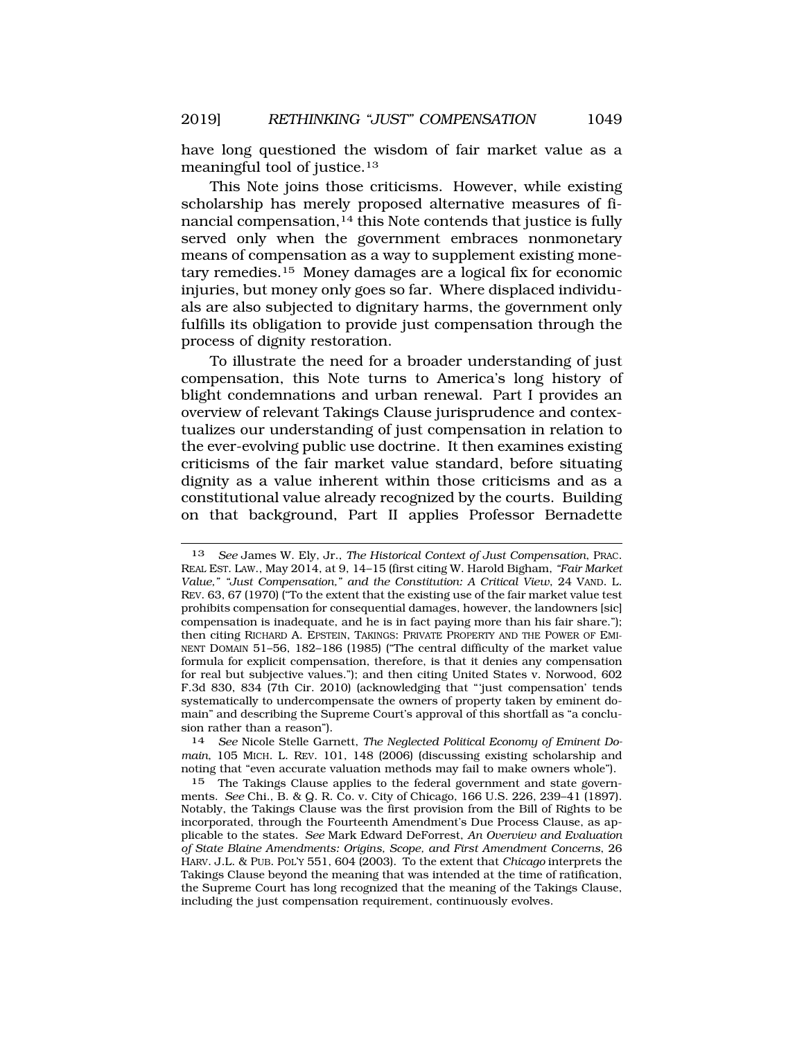have long questioned the wisdom of fair market value as a meaningful tool of justice.[13]

This Note joins those criticisms. However, while existing scholarship has merely proposed alternative measures of financial compensation,[14] this Note contends that justice is fully served only when the government embraces nonmonetary means of compensation as a way to supplement existing monetary remedies.[15] Money damages are a logical fix for economic injuries, but money only goes so far. Where displaced individuals are also subjected to dignitary harms, the government only fulfills its obligation to provide just compensation through the process of dignity restoration.

To illustrate the need for a broader understanding of just compensation, this Note turns to America's long history of blight condemnations and urban renewal. Part I provides an overview of relevant Takings Clause jurisprudence and contextualizes our understanding of just compensation in relation to the ever-evolving public use doctrine. It then examines existing criticisms of the fair market value standard, before situating dignity as a value inherent within those criticisms and as a constitutional value already recognized by the courts. Building on that background, Part II applies Professor Bernadette

---

13 *See* James W. Ely, Jr., *The Historical Context of Just Compensation*, PRAC. REAL EST. LAW., May 2014, at 9, 14–15 (first citing W. Harold Bigham, *"Fair Market Value," "Just Compensation," and the Constitution: A Critical View*, 24 VAND. L. REV. 63, 67 (1970) ("To the extent that the existing use of the fair market value test prohibits compensation for consequential damages, however, the landowners [sic] compensation is inadequate, and he is in fact paying more than his fair share."); then citing RICHARD A. EPSTEIN, TAKINGS: PRIVATE PROPERTY AND THE POWER OF EMINENT DOMAIN 51–56, 182–186 (1985) ("The central difficulty of the market value formula for explicit compensation, therefore, is that it denies any compensation for real but subjective values."); and then citing United States v. Norwood, 602 F.3d 830, 834 (7th Cir. 2010) (acknowledging that "'just compensation' tends systematically to undercompensate the owners of property taken by eminent domain" and describing the Supreme Court's approval of this shortfall as "a conclusion rather than a reason").

14 *See* Nicole Stelle Garnett, *The Neglected Political Economy of Eminent Domain*, 105 MICH. L. REV. 101, 148 (2006) (discussing existing scholarship and noting that "even accurate valuation methods may fail to make owners whole").

15 The Takings Clause applies to the federal government and state governments. *See* Chi., B. & Q. R. Co. v. City of Chicago, 166 U.S. 226, 239–41 (1897). Notably, the Takings Clause was the first provision from the Bill of Rights to be incorporated, through the Fourteenth Amendment's Due Process Clause, as applicable to the states. *See* Mark Edward DeForrest, *An Overview and Evaluation of State Blaine Amendments: Origins, Scope, and First Amendment Concerns*, 26 HARV. J.L. & PUB. POL'Y 551, 604 (2003). To the extent that *Chicago* interprets the Takings Clause beyond the meaning that was intended at the time of ratification, the Supreme Court has long recognized that the meaning of the Takings Clause, including the just compensation requirement, continuously evolves.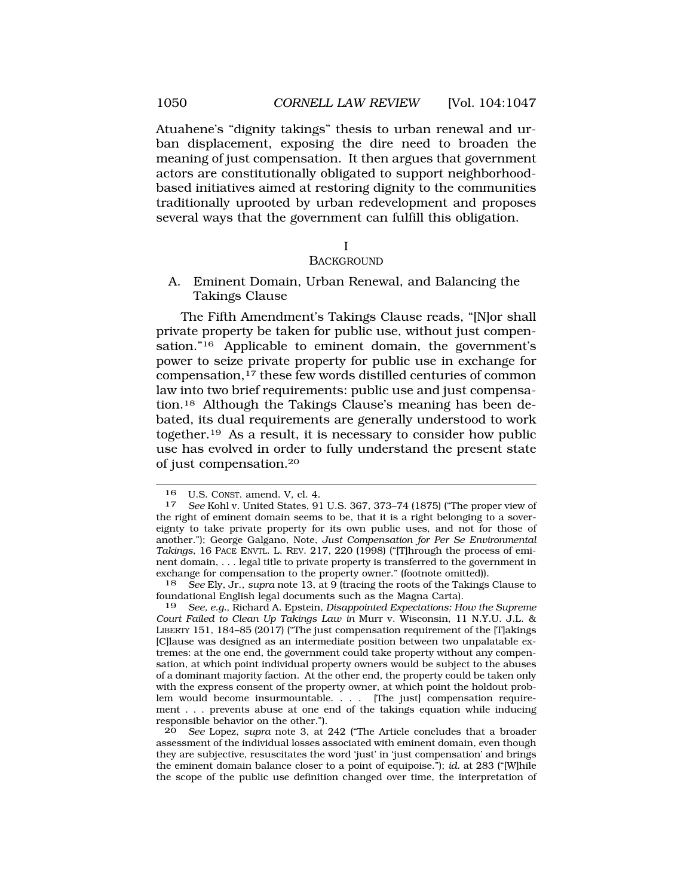Atuahene's "dignity takings" thesis to urban renewal and urban displacement, exposing the dire need to broaden the meaning of just compensation. It then argues that government actors are constitutionally obligated to support neighborhood-based initiatives aimed at restoring dignity to the communities traditionally uprooted by urban redevelopment and proposes several ways that the government can fulfill this obligation.

# I
# BACKGROUND

## A. Eminent Domain, Urban Renewal, and Balancing the Takings Clause

The Fifth Amendment's Takings Clause reads, "[N]or shall private property be taken for public use, without just compensation."[16] Applicable to eminent domain, the government's power to seize private property for public use in exchange for compensation,[17] these few words distilled centuries of common law into two brief requirements: public use and just compensation.[18] Although the Takings Clause's meaning has been debated, its dual requirements are generally understood to work together.[19] As a result, it is necessary to consider how public use has evolved in order to fully understand the present state of just compensation.[20]

---

16 U.S. CONST. amend. V, cl. 4.

17 *See* Kohl v. United States, 91 U.S. 367, 373–74 (1875) ("The proper view of the right of eminent domain seems to be, that it is a right belonging to a sovereignty to take private property for its own public uses, and not for those of another."); George Galgano, Note, *Just Compensation for Per Se Environmental Takings*, 16 PACE ENVTL. L. REV. 217, 220 (1998) ("[T]hrough the process of eminent domain, . . . legal title to private property is transferred to the government in exchange for compensation to the property owner." (footnote omitted)).

18 *See* Ely, Jr., *supra* note 13, at 9 (tracing the roots of the Takings Clause to foundational English legal documents such as the Magna Carta).

19 *See, e.g.*, Richard A. Epstein, *Disappointed Expectations: How the Supreme Court Failed to Clean Up Takings Law in* Murr v. Wisconsin, 11 N.Y.U. J.L. & LIBERTY 151, 184–85 (2017) ("The just compensation requirement of the [T]akings [C]lause was designed as an intermediate position between two unpalatable extremes: at the one end, the government could take property without any compensation, at which point individual property owners would be subject to the abuses of a dominant majority faction. At the other end, the property could be taken only with the express consent of the property owner, at which point the holdout problem would become insurmountable. . . . [The just] compensation requirement . . . prevents abuse at one end of the takings equation while inducing responsible behavior on the other.").

20 *See* Lopez, *supra* note 3, at 242 ("The Article concludes that a broader assessment of the individual losses associated with eminent domain, even though they are subjective, resuscitates the word 'just' in 'just compensation' and brings the eminent domain balance closer to a point of equipoise."); *id.* at 283 ("[W]hile the scope of the public use definition changed over time, the interpretation of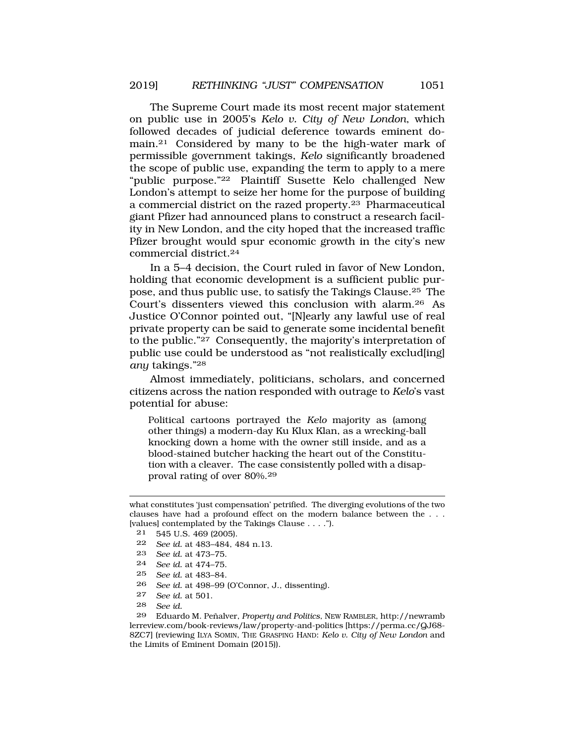The Supreme Court made its most recent major statement on public use in 2005's *Kelo v. City of New London*, which followed decades of judicial deference towards eminent domain.[21] Considered by many to be the high-water mark of permissible government takings, *Kelo* significantly broadened the scope of public use, expanding the term to apply to a mere "public purpose."[22] Plaintiff Susette Kelo challenged New London's attempt to seize her home for the purpose of building a commercial district on the razed property.[23] Pharmaceutical giant Pfizer had announced plans to construct a research facility in New London, and the city hoped that the increased traffic Pfizer brought would spur economic growth in the city's new commercial district.[24]

In a 5–4 decision, the Court ruled in favor of New London, holding that economic development is a sufficient public purpose, and thus public use, to satisfy the Takings Clause.[25] The Court's dissenters viewed this conclusion with alarm.[26] As Justice O'Connor pointed out, "[N]early any lawful use of real private property can be said to generate some incidental benefit to the public."[27] Consequently, the majority's interpretation of public use could be understood as "not realistically exclud[ing] *any* takings."[28]

Almost immediately, politicians, scholars, and concerned citizens across the nation responded with outrage to *Kelo*'s vast potential for abuse:

> Political cartoons portrayed the *Kelo* majority as (among other things) a modern-day Ku Klux Klan, as a wrecking-ball knocking down a home with the owner still inside, and as a blood-stained butcher hacking the heart out of the Constitution with a cleaver. The case consistently polled with a disapproval rating of over 80%.[29]

---

what constitutes 'just compensation' petrified. The diverging evolutions of the two clauses have had a profound effect on the modern balance between the . . . [values] contemplated by the Takings Clause . . . .").

[21] 545 U.S. 469 (2005).

[22] *See id.* at 483–484, 484 n.13.

[23] *See id.* at 473–75.

[24] *See id.* at 474–75.

[25] *See id.* at 483–84.

[26] *See id.* at 498–99 (O'Connor, J., dissenting).

[27] *See id.* at 501.

[28] *See id.*

[29] Eduardo M. Peñalver, *Property and Politics*, NEW RAMBLER, http://newramblerreview.com/book-reviews/law/property-and-politics [https://perma.cc/QJ68-8ZC7] (reviewing ILYA SOMIN, THE GRASPING HAND: *Kelo v. City of New London* and the Limits of Eminent Domain (2015)).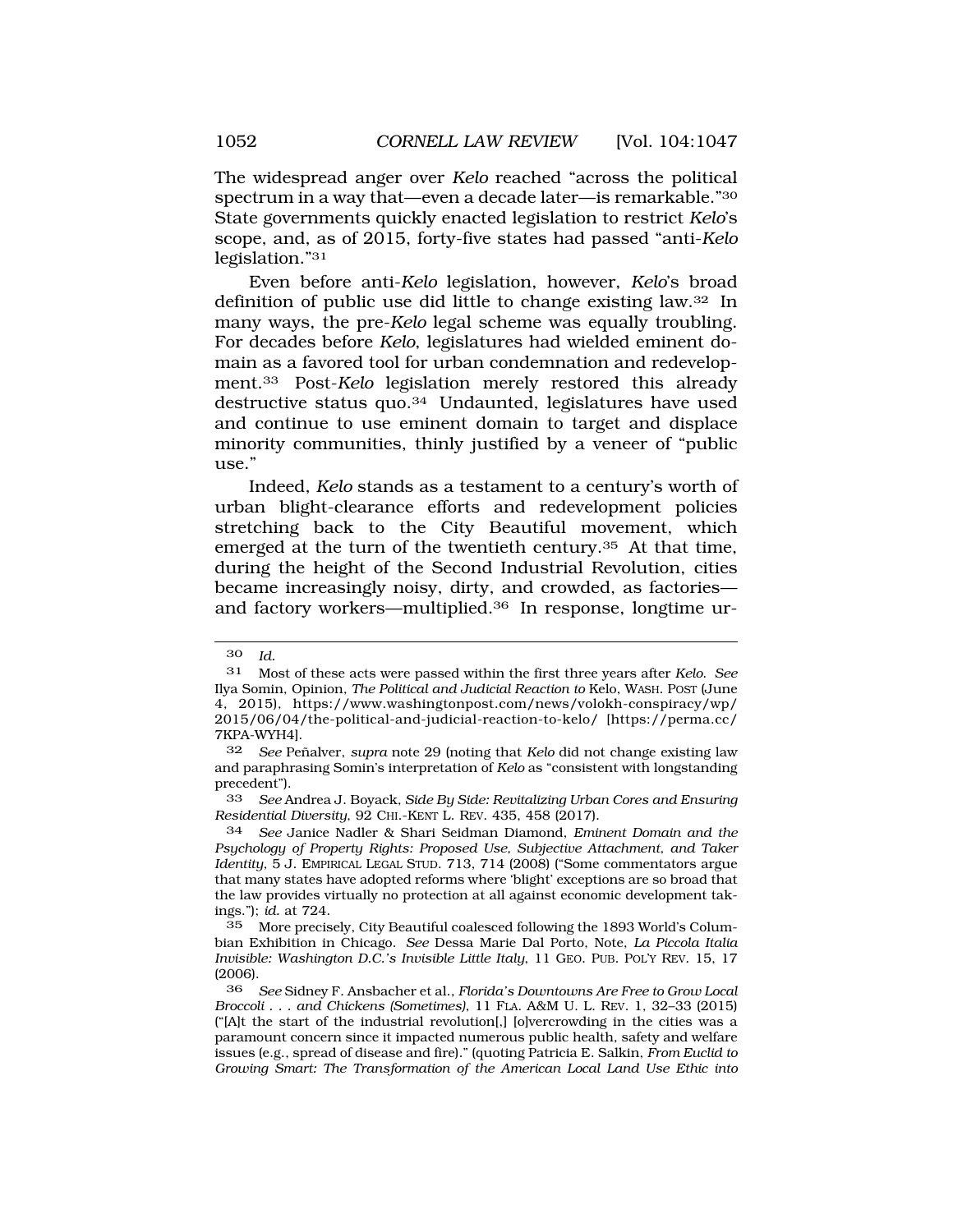The widespread anger over *Kelo* reached "across the political spectrum in a way that—even a decade later—is remarkable."[30] State governments quickly enacted legislation to restrict *Kelo*'s scope, and, as of 2015, forty-five states had passed "anti-*Kelo* legislation."[31]

Even before anti-*Kelo* legislation, however, *Kelo*'s broad definition of public use did little to change existing law.[32] In many ways, the pre-*Kelo* legal scheme was equally troubling. For decades before *Kelo*, legislatures had wielded eminent domain as a favored tool for urban condemnation and redevelopment.[33] Post-*Kelo* legislation merely restored this already destructive status quo.[34] Undaunted, legislatures have used and continue to use eminent domain to target and displace minority communities, thinly justified by a veneer of "public use."

Indeed, *Kelo* stands as a testament to a century's worth of urban blight-clearance efforts and redevelopment policies stretching back to the City Beautiful movement, which emerged at the turn of the twentieth century.[35] At that time, during the height of the Second Industrial Revolution, cities became increasingly noisy, dirty, and crowded, as factories—and factory workers—multiplied.[36] In response, longtime ur-

---

30 *Id.*

31 Most of these acts were passed within the first three years after *Kelo*. *See* Ilya Somin, Opinion, *The Political and Judicial Reaction to* Kelo, WASH. POST (June 4, 2015), https://www.washingtonpost.com/news/volokh-conspiracy/wp/2015/06/04/the-political-and-judicial-reaction-to-kelo/ [https://perma.cc/7KPA-WYH4].

32 *See* Peñalver, *supra* note 29 (noting that *Kelo* did not change existing law and paraphrasing Somin's interpretation of *Kelo* as "consistent with longstanding precedent").

33 *See* Andrea J. Boyack, *Side By Side: Revitalizing Urban Cores and Ensuring Residential Diversity*, 92 CHI.-KENT L. REV. 435, 458 (2017).

34 *See* Janice Nadler & Shari Seidman Diamond, *Eminent Domain and the Psychology of Property Rights: Proposed Use, Subjective Attachment, and Taker Identity*, 5 J. EMPIRICAL LEGAL STUD. 713, 714 (2008) ("Some commentators argue that many states have adopted reforms where 'blight' exceptions are so broad that the law provides virtually no protection at all against economic development takings."); *id.* at 724.

35 More precisely, City Beautiful coalesced following the 1893 World's Columbian Exhibition in Chicago. *See* Dessa Marie Dal Porto, Note, *La Piccola Italia Invisible: Washington D.C.'s Invisible Little Italy*, 11 GEO. PUB. POL'Y REV. 15, 17 (2006).

36 *See* Sidney F. Ansbacher et al., *Florida's Downtowns Are Free to Grow Local Broccoli . . . and Chickens (Sometimes)*, 11 FLA. A&M U. L. REV. 1, 32–33 (2015) ("[A]t the start of the industrial revolution[,] [o]vercrowding in the cities was a paramount concern since it impacted numerous public health, safety and welfare issues (e.g., spread of disease and fire)." (quoting Patricia E. Salkin, *From Euclid to Growing Smart: The Transformation of the American Local Land Use Ethic into*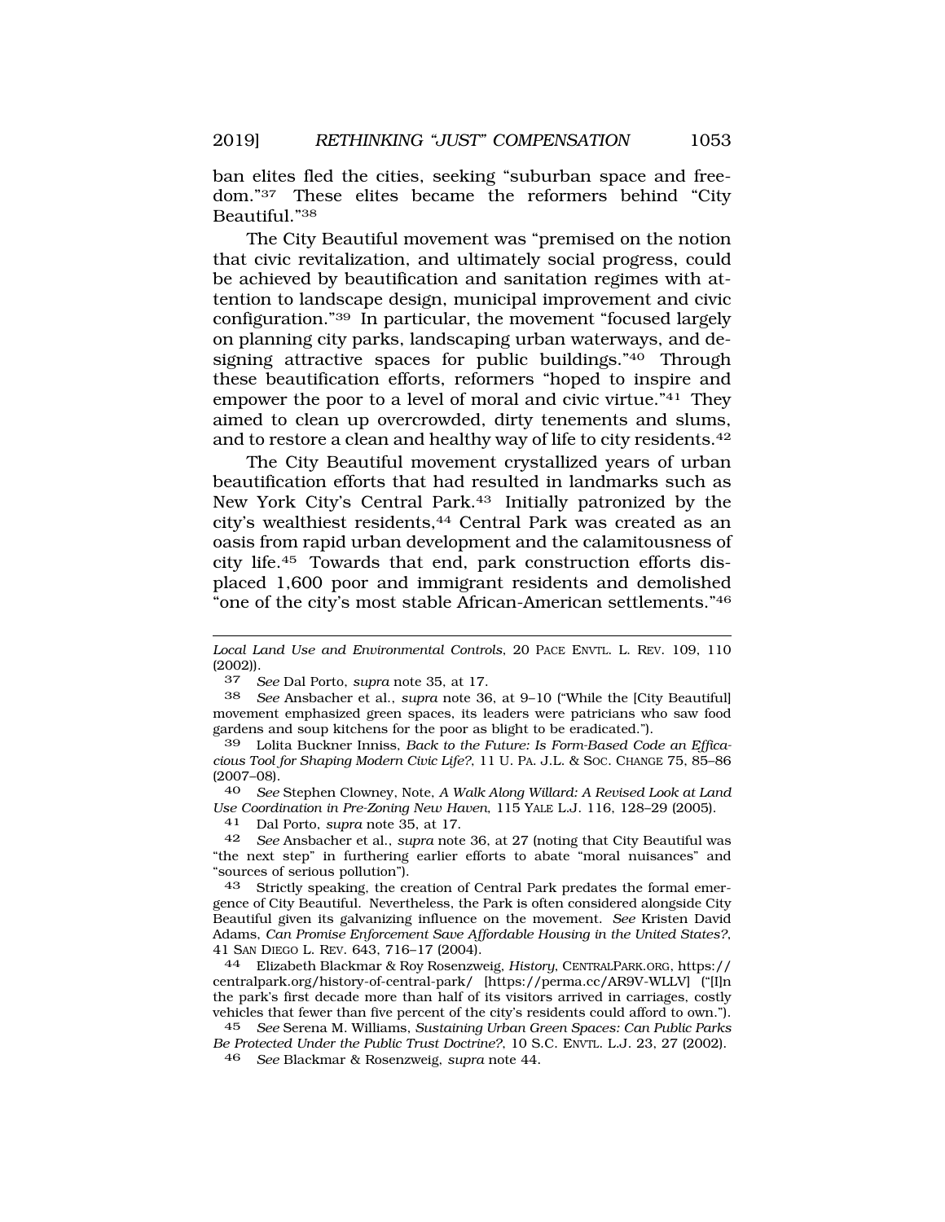ban elites fled the cities, seeking "suburban space and freedom."[37] These elites became the reformers behind "City Beautiful."[38]

The City Beautiful movement was "premised on the notion that civic revitalization, and ultimately social progress, could be achieved by beautification and sanitation regimes with attention to landscape design, municipal improvement and civic configuration."[39] In particular, the movement "focused largely on planning city parks, landscaping urban waterways, and designing attractive spaces for public buildings."[40] Through these beautification efforts, reformers "hoped to inspire and empower the poor to a level of moral and civic virtue."[41] They aimed to clean up overcrowded, dirty tenements and slums, and to restore a clean and healthy way of life to city residents.[42]

The City Beautiful movement crystallized years of urban beautification efforts that had resulted in landmarks such as New York City's Central Park.[43] Initially patronized by the city's wealthiest residents,[44] Central Park was created as an oasis from rapid urban development and the calamitousness of city life.[45] Towards that end, park construction efforts displaced 1,600 poor and immigrant residents and demolished "one of the city's most stable African-American settlements."[46]

---

*Local Land Use and Environmental Controls*, 20 PACE ENVTL. L. REV. 109, 110 (2002)).

37 *See* Dal Porto, *supra* note 35, at 17.

38 *See* Ansbacher et al., *supra* note 36, at 9–10 ("While the [City Beautiful] movement emphasized green spaces, its leaders were patricians who saw food gardens and soup kitchens for the poor as blight to be eradicated.").

39 Lolita Buckner Inniss, *Back to the Future: Is Form-Based Code an Efficacious Tool for Shaping Modern Civic Life?*, 11 U. PA. J.L. & SOC. CHANGE 75, 85–86 (2007–08).

40 *See* Stephen Clowney, Note, *A Walk Along Willard: A Revised Look at Land Use Coordination in Pre-Zoning New Haven*, 115 YALE L.J. 116, 128–29 (2005).

41 Dal Porto, *supra* note 35, at 17.

42 *See* Ansbacher et al., *supra* note 36, at 27 (noting that City Beautiful was "the next step" in furthering earlier efforts to abate "moral nuisances" and "sources of serious pollution").

43 Strictly speaking, the creation of Central Park predates the formal emergence of City Beautiful. Nevertheless, the Park is often considered alongside City Beautiful given its galvanizing influence on the movement. *See* Kristen David Adams, *Can Promise Enforcement Save Affordable Housing in the United States?*, 41 SAN DIEGO L. REV. 643, 716–17 (2004).

44 Elizabeth Blackmar & Roy Rosenzweig, *History*, CENTRALPARK.ORG, https://centralpark.org/history-of-central-park/ [https://perma.cc/AR9V-WLLV] ("[I]n the park's first decade more than half of its visitors arrived in carriages, costly vehicles that fewer than five percent of the city's residents could afford to own.").

45 *See* Serena M. Williams, *Sustaining Urban Green Spaces: Can Public Parks Be Protected Under the Public Trust Doctrine?*, 10 S.C. ENVTL. L.J. 23, 27 (2002).

46 *See* Blackmar & Rosenzweig, *supra* note 44.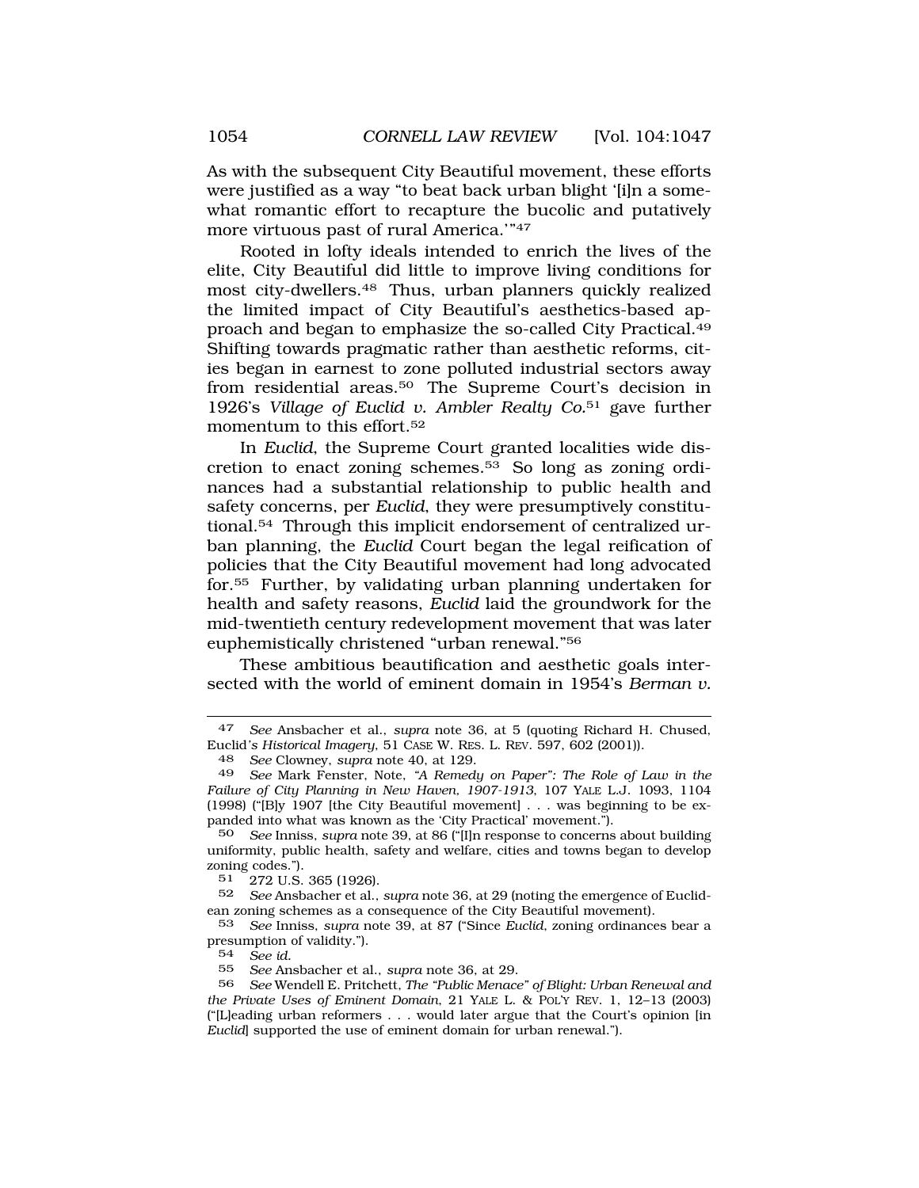As with the subsequent City Beautiful movement, these efforts were justified as a way "to beat back urban blight '[i]n a somewhat romantic effort to recapture the bucolic and putatively more virtuous past of rural America.'"[47]

Rooted in lofty ideals intended to enrich the lives of the elite, City Beautiful did little to improve living conditions for most city-dwellers.[48] Thus, urban planners quickly realized the limited impact of City Beautiful's aesthetics-based approach and began to emphasize the so-called City Practical.[49] Shifting towards pragmatic rather than aesthetic reforms, cities began in earnest to zone polluted industrial sectors away from residential areas.[50] The Supreme Court's decision in 1926's *Village of Euclid v. Ambler Realty Co.*[51] gave further momentum to this effort.[52]

In *Euclid*, the Supreme Court granted localities wide discretion to enact zoning schemes.[53] So long as zoning ordinances had a substantial relationship to public health and safety concerns, per *Euclid*, they were presumptively constitutional.[54] Through this implicit endorsement of centralized urban planning, the *Euclid* Court began the legal reification of policies that the City Beautiful movement had long advocated for.[55] Further, by validating urban planning undertaken for health and safety reasons, *Euclid* laid the groundwork for the mid-twentieth century redevelopment movement that was later euphemistically christened "urban renewal."[56]

These ambitious beautification and aesthetic goals intersected with the world of eminent domain in 1954's *Berman v.*

---

47 *See* Ansbacher et al., *supra* note 36, at 5 (quoting Richard H. Chused, Euclid*'s Historical Imagery*, 51 CASE W. RES. L. REV. 597, 602 (2001)).

48 *See* Clowney, *supra* note 40, at 129.

49 *See* Mark Fenster, Note, *"A Remedy on Paper": The Role of Law in the Failure of City Planning in New Haven, 1907-1913*, 107 YALE L.J. 1093, 1104 (1998) ("[B]y 1907 [the City Beautiful movement] . . . was beginning to be expanded into what was known as the 'City Practical' movement.").

50 *See* Inniss, *supra* note 39, at 86 ("[I]n response to concerns about building uniformity, public health, safety and welfare, cities and towns began to develop zoning codes.").

51 272 U.S. 365 (1926).

52 *See* Ansbacher et al., *supra* note 36, at 29 (noting the emergence of Euclidean zoning schemes as a consequence of the City Beautiful movement).

53 *See* Inniss, *supra* note 39, at 87 ("Since *Euclid*, zoning ordinances bear a presumption of validity.").

54 *See id.*

55 *See* Ansbacher et al., *supra* note 36, at 29.

56 *See* Wendell E. Pritchett, *The "Public Menace" of Blight: Urban Renewal and the Private Uses of Eminent Domain*, 21 YALE L. & POL'Y REV. 1, 12–13 (2003) ("[L]eading urban reformers . . . would later argue that the Court's opinion [in *Euclid*] supported the use of eminent domain for urban renewal.").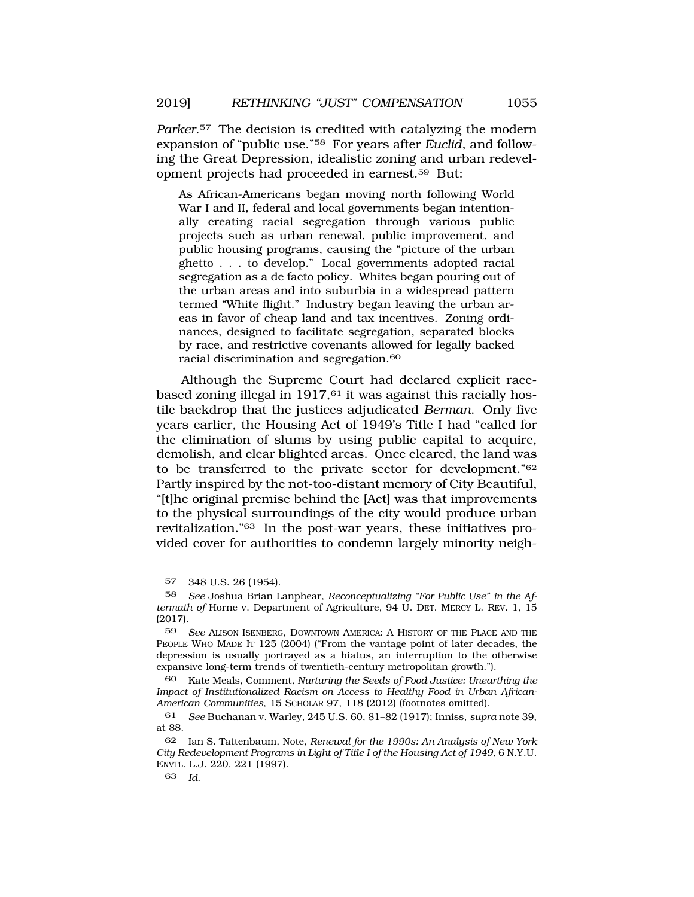*Parker*.[57] The decision is credited with catalyzing the modern expansion of "public use."[58] For years after *Euclid*, and following the Great Depression, idealistic zoning and urban redevelopment projects had proceeded in earnest.[59] But:

> As African-Americans began moving north following World War I and II, federal and local governments began intentionally creating racial segregation through various public projects such as urban renewal, public improvement, and public housing programs, causing the "picture of the urban ghetto . . . to develop." Local governments adopted racial segregation as a de facto policy. Whites began pouring out of the urban areas and into suburbia in a widespread pattern termed "White flight." Industry began leaving the urban areas in favor of cheap land and tax incentives. Zoning ordinances, designed to facilitate segregation, separated blocks by race, and restrictive covenants allowed for legally backed racial discrimination and segregation.[60]

Although the Supreme Court had declared explicit race-based zoning illegal in 1917,[61] it was against this racially hostile backdrop that the justices adjudicated *Berman*. Only five years earlier, the Housing Act of 1949's Title I had "called for the elimination of slums by using public capital to acquire, demolish, and clear blighted areas. Once cleared, the land was to be transferred to the private sector for development."[62] Partly inspired by the not-too-distant memory of City Beautiful, "[t]he original premise behind the [Act] was that improvements to the physical surroundings of the city would produce urban revitalization."[63] In the post-war years, these initiatives provided cover for authorities to condemn largely minority neigh-

---

57 348 U.S. 26 (1954).

58 *See* Joshua Brian Lanphear, *Reconceptualizing "For Public Use" in the Aftermath of* Horne v. Department of Agriculture, 94 U. DET. MERCY L. REV. 1, 15 (2017).

59 *See* ALISON ISENBERG, DOWNTOWN AMERICA: A HISTORY OF THE PLACE AND THE PEOPLE WHO MADE IT 125 (2004) ("From the vantage point of later decades, the depression is usually portrayed as a hiatus, an interruption to the otherwise expansive long-term trends of twentieth-century metropolitan growth.").

60 Kate Meals, Comment, *Nurturing the Seeds of Food Justice: Unearthing the Impact of Institutionalized Racism on Access to Healthy Food in Urban African-American Communities*, 15 SCHOLAR 97, 118 (2012) (footnotes omitted).

61 *See* Buchanan v. Warley, 245 U.S. 60, 81–82 (1917); Inniss, *supra* note 39, at 88.

62 Ian S. Tattenbaum, Note, *Renewal for the 1990s: An Analysis of New York City Redevelopment Programs in Light of Title I of the Housing Act of 1949*, 6 N.Y.U. ENVTL. L.J. 220, 221 (1997).

63 *Id.*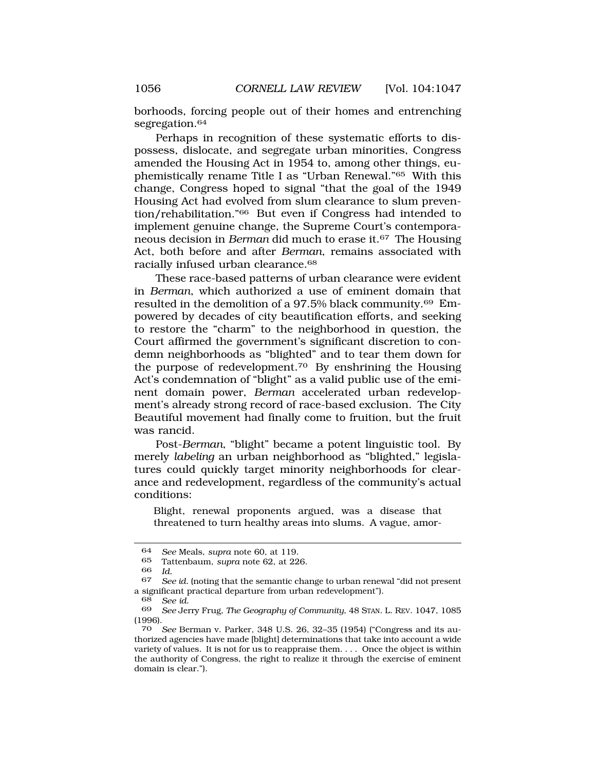borhoods, forcing people out of their homes and entrenching segregation.[64]

Perhaps in recognition of these systematic efforts to dispossess, dislocate, and segregate urban minorities, Congress amended the Housing Act in 1954 to, among other things, euphemistically rename Title I as "Urban Renewal."[65] With this change, Congress hoped to signal "that the goal of the 1949 Housing Act had evolved from slum clearance to slum prevention/rehabilitation."[66] But even if Congress had intended to implement genuine change, the Supreme Court's contemporaneous decision in *Berman* did much to erase it.[67] The Housing Act, both before and after *Berman*, remains associated with racially infused urban clearance.[68]

These race-based patterns of urban clearance were evident in *Berman*, which authorized a use of eminent domain that resulted in the demolition of a 97.5% black community.[69] Empowered by decades of city beautification efforts, and seeking to restore the "charm" to the neighborhood in question, the Court affirmed the government's significant discretion to condemn neighborhoods as "blighted" and to tear them down for the purpose of redevelopment.[70] By enshrining the Housing Act's condemnation of "blight" as a valid public use of the eminent domain power, *Berman* accelerated urban redevelopment's already strong record of race-based exclusion. The City Beautiful movement had finally come to fruition, but the fruit was rancid.

Post-*Berman*, "blight" became a potent linguistic tool. By merely *labeling* an urban neighborhood as "blighted," legislatures could quickly target minority neighborhoods for clearance and redevelopment, regardless of the community's actual conditions:

> Blight, renewal proponents argued, was a disease that threatened to turn healthy areas into slums. A vague, amor-

---

64 *See* Meals, *supra* note 60, at 119.

65 Tattenbaum, *supra* note 62, at 226.

66 *Id.*

67 *See id.* (noting that the semantic change to urban renewal "did not present a significant practical departure from urban redevelopment").

68 *See id.*

69 *See* Jerry Frug, *The Geography of Community*, 48 STAN. L. REV. 1047, 1085 (1996).

70 *See* Berman v. Parker, 348 U.S. 26, 32–35 (1954) ("Congress and its authorized agencies have made [blight] determinations that take into account a wide variety of values. It is not for us to reappraise them. . . . Once the object is within the authority of Congress, the right to realize it through the exercise of eminent domain is clear.").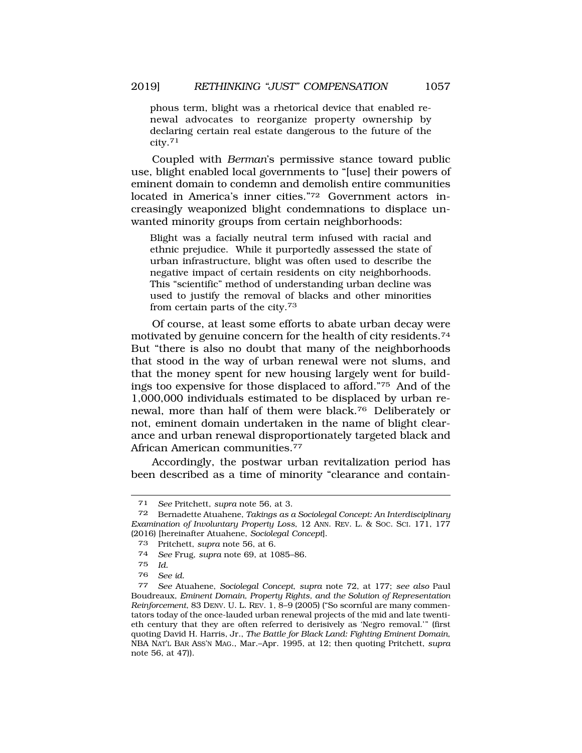> phous term, blight was a rhetorical device that enabled renewal advocates to reorganize property ownership by declaring certain real estate dangerous to the future of the city.[71]

Coupled with *Berman*'s permissive stance toward public use, blight enabled local governments to "[use] their powers of eminent domain to condemn and demolish entire communities located in America's inner cities."[72] Government actors increasingly weaponized blight condemnations to displace unwanted minority groups from certain neighborhoods:

> Blight was a facially neutral term infused with racial and ethnic prejudice. While it purportedly assessed the state of urban infrastructure, blight was often used to describe the negative impact of certain residents on city neighborhoods. This "scientific" method of understanding urban decline was used to justify the removal of blacks and other minorities from certain parts of the city.[73]

Of course, at least some efforts to abate urban decay were motivated by genuine concern for the health of city residents.[74] But "there is also no doubt that many of the neighborhoods that stood in the way of urban renewal were not slums, and that the money spent for new housing largely went for buildings too expensive for those displaced to afford."[75] And of the 1,000,000 individuals estimated to be displaced by urban renewal, more than half of them were black.[76] Deliberately or not, eminent domain undertaken in the name of blight clearance and urban renewal disproportionately targeted black and African American communities.[77]

Accordingly, the postwar urban revitalization period has been described as a time of minority "clearance and contain-

---

71 *See* Pritchett, *supra* note 56, at 3.

72 Bernadette Atuahene, *Takings as a Sociolegal Concept: An Interdisciplinary Examination of Involuntary Property Loss*, 12 ANN. REV. L. & SOC. SCI. 171, 177 (2016) [hereinafter Atuahene, *Sociolegal Concept*].

73 Pritchett, *supra* note 56, at 6.

74 *See* Frug, *supra* note 69, at 1085–86.

75 *Id.*

76 *See id.*

77 *See* Atuahene, *Sociolegal Concept*, *supra* note 72, at 177; *see also* Paul Boudreaux, *Eminent Domain, Property Rights, and the Solution of Representation Reinforcement*, 83 DENV. U. L. REV. 1, 8–9 (2005) ("So scornful are many commentators today of the once-lauded urban renewal projects of the mid and late twentieth century that they are often referred to derisively as 'Negro removal.'" (first quoting David H. Harris, Jr., *The Battle for Black Land: Fighting Eminent Domain*, NBA NAT'L BAR ASS'N MAG., Mar.–Apr. 1995, at 12; then quoting Pritchett, *supra* note 56, at 47)).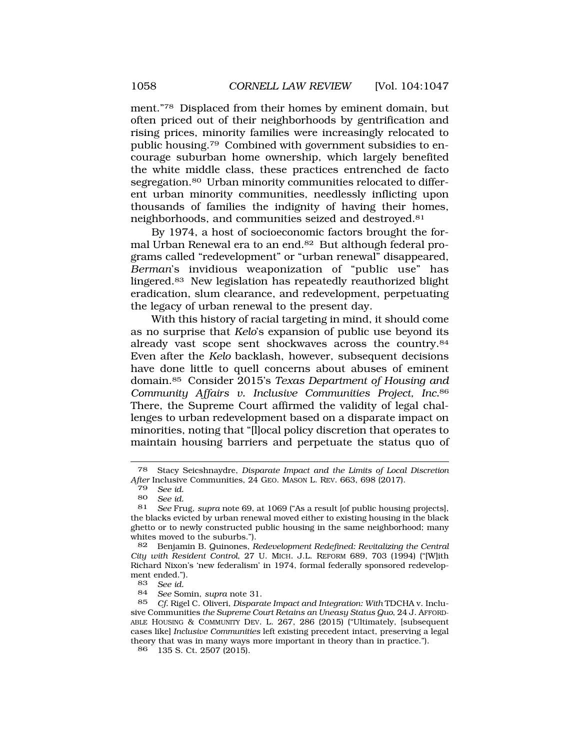ment."[78] Displaced from their homes by eminent domain, but often priced out of their neighborhoods by gentrification and rising prices, minority families were increasingly relocated to public housing.[79] Combined with government subsidies to encourage suburban home ownership, which largely benefited the white middle class, these practices entrenched de facto segregation.[80] Urban minority communities relocated to different urban minority communities, needlessly inflicting upon thousands of families the indignity of having their homes, neighborhoods, and communities seized and destroyed.[81]

By 1974, a host of socioeconomic factors brought the formal Urban Renewal era to an end.[82] But although federal programs called "redevelopment" or "urban renewal" disappeared, *Berman*'s invidious weaponization of "public use" has lingered.[83] New legislation has repeatedly reauthorized blight eradication, slum clearance, and redevelopment, perpetuating the legacy of urban renewal to the present day.

With this history of racial targeting in mind, it should come as no surprise that *Kelo*'s expansion of public use beyond its already vast scope sent shockwaves across the country.[84] Even after the *Kelo* backlash, however, subsequent decisions have done little to quell concerns about abuses of eminent domain.[85] Consider 2015's *Texas Department of Housing and Community Affairs v. Inclusive Communities Project, Inc.*[86] There, the Supreme Court affirmed the validity of legal challenges to urban redevelopment based on a disparate impact on minorities, noting that "[l]ocal policy discretion that operates to maintain housing barriers and perpetuate the status quo of

---

78 Stacy Seicshnaydre, *Disparate Impact and the Limits of Local Discretion After* Inclusive Communities, 24 GEO. MASON L. REV. 663, 698 (2017).

79 *See id.*

80 *See id.*

81 *See* Frug, *supra* note 69, at 1069 ("As a result [of public housing projects], the blacks evicted by urban renewal moved either to existing housing in the black ghetto or to newly constructed public housing in the same neighborhood; many whites moved to the suburbs.").

82 Benjamin B. Quinones, *Redevelopment Redefined: Revitalizing the Central City with Resident Control*, 27 U. MICH. J.L. REFORM 689, 703 (1994) ("[W]ith Richard Nixon's 'new federalism' in 1974, formal federally sponsored redevelopment ended.").

83 *See id.*

84 *See* Somin, *supra* note 31.

85 *Cf.* Rigel C. Oliveri, *Disparate Impact and Integration: With* TDCHA v. Inclusive Communities *the Supreme Court Retains an Uneasy Status Quo*, 24 J. AFFORDABLE HOUSING & COMMUNITY DEV. L. 267, 286 (2015) ("Ultimately, [subsequent cases like] *Inclusive Communities* left existing precedent intact, preserving a legal theory that was in many ways more important in theory than in practice.").

86 135 S. Ct. 2507 (2015).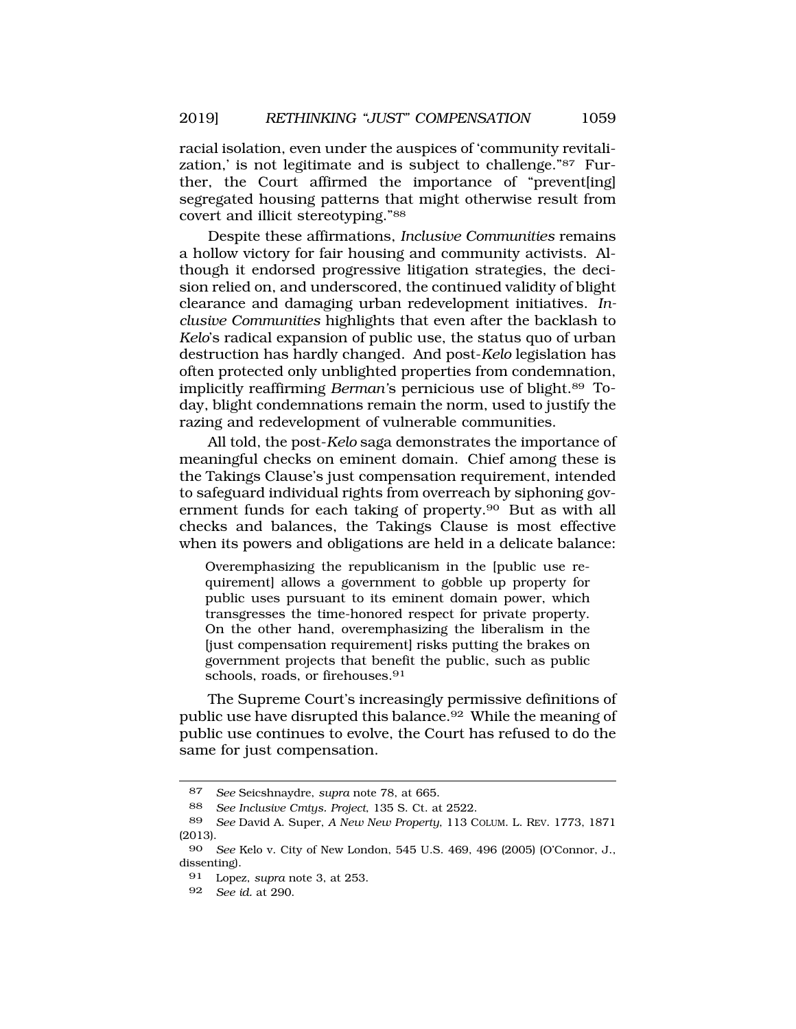racial isolation, even under the auspices of 'community revitalization,' is not legitimate and is subject to challenge."[87] Further, the Court affirmed the importance of "prevent[ing] segregated housing patterns that might otherwise result from covert and illicit stereotyping."[88]

Despite these affirmations, *Inclusive Communities* remains a hollow victory for fair housing and community activists. Although it endorsed progressive litigation strategies, the decision relied on, and underscored, the continued validity of blight clearance and damaging urban redevelopment initiatives. *Inclusive Communities* highlights that even after the backlash to *Kelo*'s radical expansion of public use, the status quo of urban destruction has hardly changed. And post-*Kelo* legislation has often protected only unblighted properties from condemnation, implicitly reaffirming *Berman*'s pernicious use of blight.[89] Today, blight condemnations remain the norm, used to justify the razing and redevelopment of vulnerable communities.

All told, the post-*Kelo* saga demonstrates the importance of meaningful checks on eminent domain. Chief among these is the Takings Clause's just compensation requirement, intended to safeguard individual rights from overreach by siphoning government funds for each taking of property.[90] But as with all checks and balances, the Takings Clause is most effective when its powers and obligations are held in a delicate balance:

> Overemphasizing the republicanism in the [public use requirement] allows a government to gobble up property for public uses pursuant to its eminent domain power, which transgresses the time-honored respect for private property. On the other hand, overemphasizing the liberalism in the [just compensation requirement] risks putting the brakes on government projects that benefit the public, such as public schools, roads, or firehouses.[91]

The Supreme Court's increasingly permissive definitions of public use have disrupted this balance.[92] While the meaning of public use continues to evolve, the Court has refused to do the same for just compensation.

---

87 *See* Seicshnaydre, *supra* note 78, at 665.

88 *See Inclusive Cmtys. Project*, 135 S. Ct. at 2522.

89 *See* David A. Super, *A New New Property*, 113 COLUM. L. REV. 1773, 1871 (2013).

90 *See* Kelo v. City of New London, 545 U.S. 469, 496 (2005) (O'Connor, J., dissenting).

91 Lopez, *supra* note 3, at 253.

92 *See id.* at 290.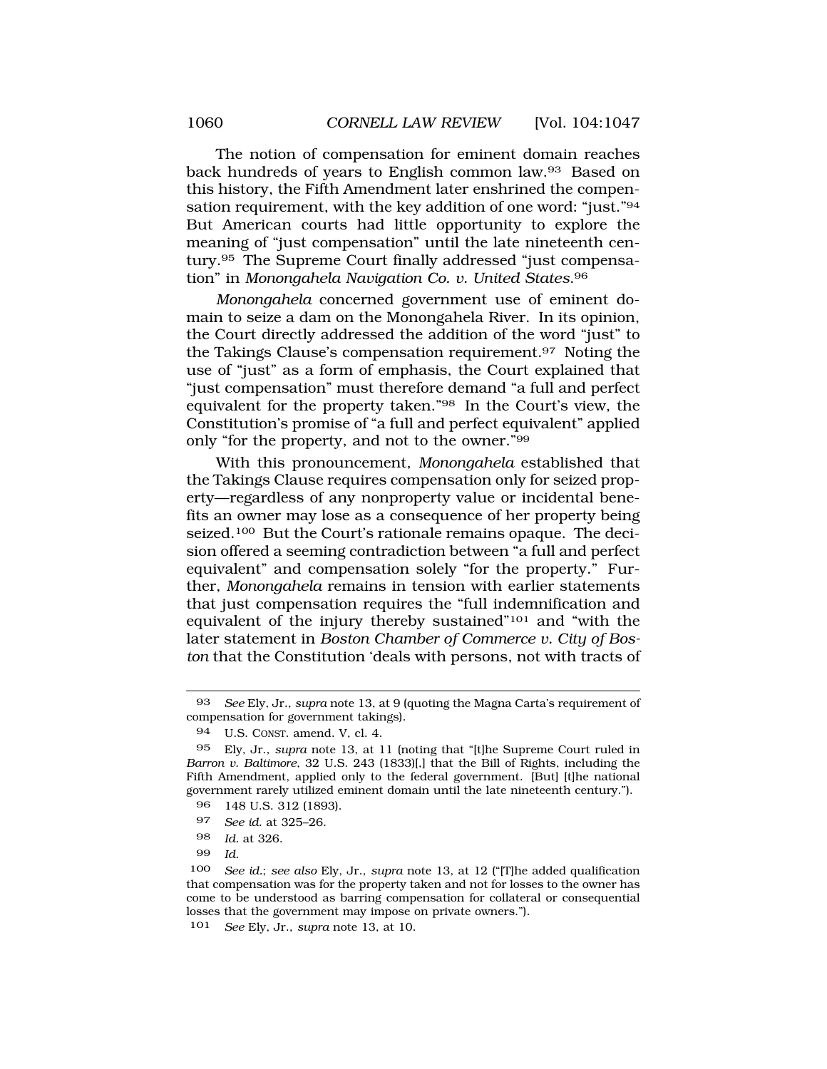The notion of compensation for eminent domain reaches back hundreds of years to English common law.[93] Based on this history, the Fifth Amendment later enshrined the compensation requirement, with the key addition of one word: "just."[94] But American courts had little opportunity to explore the meaning of "just compensation" until the late nineteenth century.[95] The Supreme Court finally addressed "just compensation" in *Monongahela Navigation Co. v. United States*.[96]

*Monongahela* concerned government use of eminent domain to seize a dam on the Monongahela River. In its opinion, the Court directly addressed the addition of the word "just" to the Takings Clause's compensation requirement.[97] Noting the use of "just" as a form of emphasis, the Court explained that "just compensation" must therefore demand "a full and perfect equivalent for the property taken."[98] In the Court's view, the Constitution's promise of "a full and perfect equivalent" applied only "for the property, and not to the owner."[99]

With this pronouncement, *Monongahela* established that the Takings Clause requires compensation only for seized property—regardless of any nonproperty value or incidental benefits an owner may lose as a consequence of her property being seized.[100] But the Court's rationale remains opaque. The decision offered a seeming contradiction between "a full and perfect equivalent" and compensation solely "for the property." Further, *Monongahela* remains in tension with earlier statements that just compensation requires the "full indemnification and equivalent of the injury thereby sustained"[101] and "with the later statement in *Boston Chamber of Commerce v. City of Boston* that the Constitution 'deals with persons, not with tracts of

---

93 *See* Ely, Jr., *supra* note 13, at 9 (quoting the Magna Carta's requirement of compensation for government takings).

94 U.S. CONST. amend. V, cl. 4.

95 Ely, Jr., *supra* note 13, at 11 (noting that "[t]he Supreme Court ruled in *Barron v. Baltimore*, 32 U.S. 243 (1833)[,] that the Bill of Rights, including the Fifth Amendment, applied only to the federal government. [But] [t]he national government rarely utilized eminent domain until the late nineteenth century.").

96 148 U.S. 312 (1893).

97 *See id.* at 325–26.

98 *Id.* at 326.

99 *Id.*

100 *See id.*; *see also* Ely, Jr., *supra* note 13, at 12 ("[T]he added qualification that compensation was for the property taken and not for losses to the owner has come to be understood as barring compensation for collateral or consequential losses that the government may impose on private owners.").

101 *See* Ely, Jr., *supra* note 13, at 10.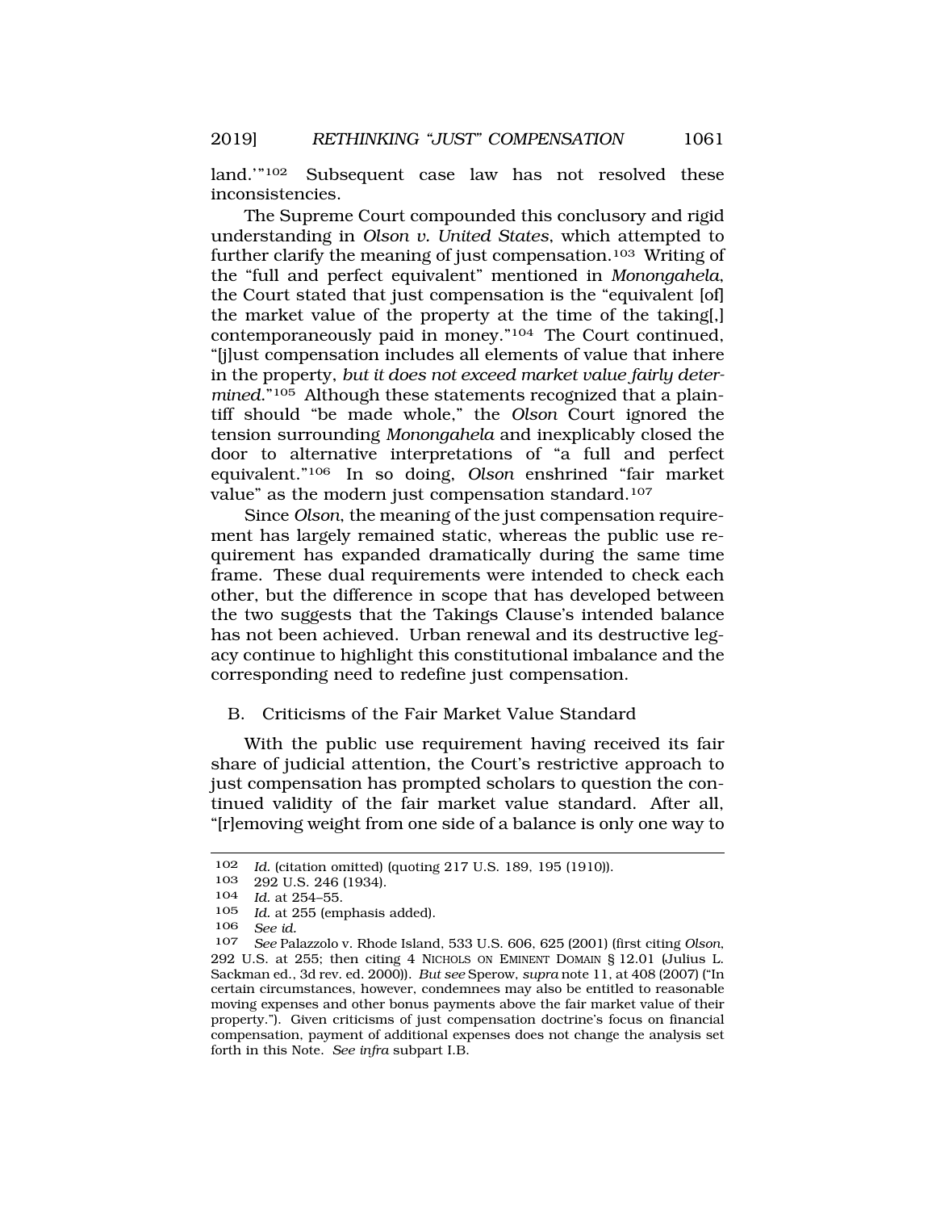land.'"[102] Subsequent case law has not resolved these inconsistencies.

The Supreme Court compounded this conclusory and rigid understanding in *Olson v. United States*, which attempted to further clarify the meaning of just compensation.[103] Writing of the "full and perfect equivalent" mentioned in *Monongahela*, the Court stated that just compensation is the "equivalent [of] the market value of the property at the time of the taking[,] contemporaneously paid in money."[104] The Court continued, "[j]ust compensation includes all elements of value that inhere in the property, *but it does not exceed market value fairly determined*."[105] Although these statements recognized that a plaintiff should "be made whole," the *Olson* Court ignored the tension surrounding *Monongahela* and inexplicably closed the door to alternative interpretations of "a full and perfect equivalent."[106] In so doing, *Olson* enshrined "fair market value" as the modern just compensation standard.[107]

Since *Olson*, the meaning of the just compensation requirement has largely remained static, whereas the public use requirement has expanded dramatically during the same time frame. These dual requirements were intended to check each other, but the difference in scope that has developed between the two suggests that the Takings Clause's intended balance has not been achieved. Urban renewal and its destructive legacy continue to highlight this constitutional imbalance and the corresponding need to redefine just compensation.

### B. Criticisms of the Fair Market Value Standard

With the public use requirement having received its fair share of judicial attention, the Court's restrictive approach to just compensation has prompted scholars to question the continued validity of the fair market value standard. After all, "[r]emoving weight from one side of a balance is only one way to

---

102 *Id.* (citation omitted) (quoting 217 U.S. 189, 195 (1910)).

103 292 U.S. 246 (1934).

104 *Id.* at 254–55.

105 *Id.* at 255 (emphasis added).

106 *See id.*

107 *See* Palazzolo v. Rhode Island, 533 U.S. 606, 625 (2001) (first citing *Olson*, 292 U.S. at 255; then citing 4 NICHOLS ON EMINENT DOMAIN § 12.01 (Julius L. Sackman ed., 3d rev. ed. 2000)). *But see* Sperow, *supra* note 11, at 408 (2007) ("In certain circumstances, however, condemnees may also be entitled to reasonable moving expenses and other bonus payments above the fair market value of their property."). Given criticisms of just compensation doctrine's focus on financial compensation, payment of additional expenses does not change the analysis set forth in this Note. *See infra* subpart I.B.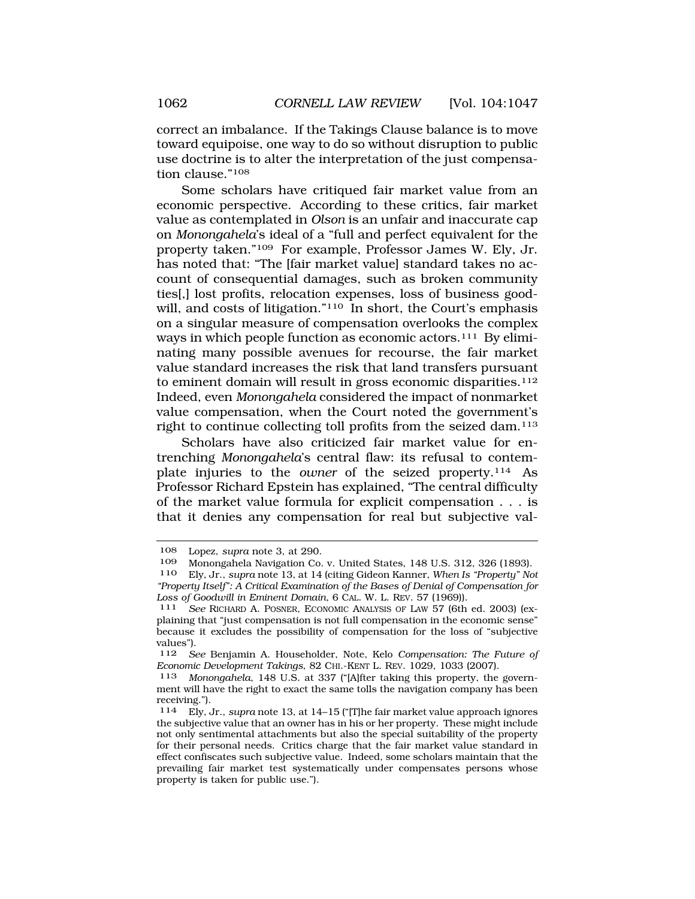correct an imbalance. If the Takings Clause balance is to move toward equipoise, one way to do so without disruption to public use doctrine is to alter the interpretation of the just compensation clause."[108]

Some scholars have critiqued fair market value from an economic perspective. According to these critics, fair market value as contemplated in *Olson* is an unfair and inaccurate cap on *Monongahela*'s ideal of a "full and perfect equivalent for the property taken."[109] For example, Professor James W. Ely, Jr. has noted that: "The [fair market value] standard takes no account of consequential damages, such as broken community ties[,] lost profits, relocation expenses, loss of business goodwill, and costs of litigation."[110] In short, the Court's emphasis on a singular measure of compensation overlooks the complex ways in which people function as economic actors.[111] By eliminating many possible avenues for recourse, the fair market value standard increases the risk that land transfers pursuant to eminent domain will result in gross economic disparities.[112] Indeed, even *Monongahela* considered the impact of nonmarket value compensation, when the Court noted the government's right to continue collecting toll profits from the seized dam.[113]

Scholars have also criticized fair market value for entrenching *Monongahela*'s central flaw: its refusal to contemplate injuries to the *owner* of the seized property.[114] As Professor Richard Epstein has explained, "The central difficulty of the market value formula for explicit compensation . . . is that it denies any compensation for real but subjective val-

---

108 Lopez, *supra* note 3, at 290.

109 Monongahela Navigation Co. v. United States, 148 U.S. 312, 326 (1893).

110 Ely, Jr., *supra* note 13, at 14 (citing Gideon Kanner, *When Is "Property" Not "Property Itself": A Critical Examination of the Bases of Denial of Compensation for Loss of Goodwill in Eminent Domain*, 6 CAL. W. L. REV. 57 (1969)).

111 *See* RICHARD A. POSNER, ECONOMIC ANALYSIS OF LAW 57 (6th ed. 2003) (explaining that "just compensation is not full compensation in the economic sense" because it excludes the possibility of compensation for the loss of "subjective values").

112 *See* Benjamin A. Householder, Note, Kelo *Compensation: The Future of Economic Development Takings*, 82 CHI.-KENT L. REV. 1029, 1033 (2007).

113 *Monongahela*, 148 U.S. at 337 ("[A]fter taking this property, the government will have the right to exact the same tolls the navigation company has been receiving.").

114 Ely, Jr., *supra* note 13, at 14–15 ("[T]he fair market value approach ignores the subjective value that an owner has in his or her property. These might include not only sentimental attachments but also the special suitability of the property for their personal needs. Critics charge that the fair market value standard in effect confiscates such subjective value. Indeed, some scholars maintain that the prevailing fair market test systematically under compensates persons whose property is taken for public use.").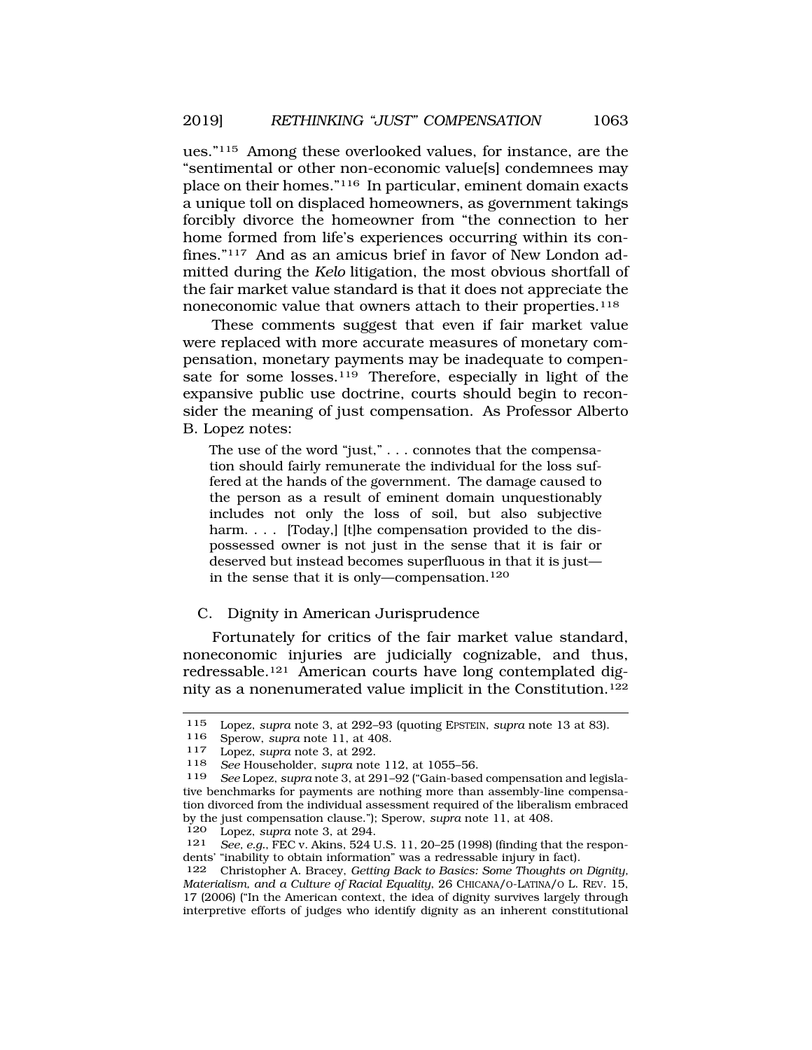ues."[115] Among these overlooked values, for instance, are the "sentimental or other non-economic value[s] condemnees may place on their homes."[116] In particular, eminent domain exacts a unique toll on displaced homeowners, as government takings forcibly divorce the homeowner from "the connection to her home formed from life's experiences occurring within its confines."[117] And as an amicus brief in favor of New London admitted during the *Kelo* litigation, the most obvious shortfall of the fair market value standard is that it does not appreciate the noneconomic value that owners attach to their properties.[118]

These comments suggest that even if fair market value were replaced with more accurate measures of monetary compensation, monetary payments may be inadequate to compensate for some losses.[119] Therefore, especially in light of the expansive public use doctrine, courts should begin to reconsider the meaning of just compensation. As Professor Alberto B. Lopez notes:

> The use of the word "just," . . . connotes that the compensation should fairly remunerate the individual for the loss suffered at the hands of the government. The damage caused to the person as a result of eminent domain unquestionably includes not only the loss of soil, but also subjective harm. . . . [Today,] [t]he compensation provided to the dispossessed owner is not just in the sense that it is fair or deserved but instead becomes superfluous in that it is just—in the sense that it is only—compensation.[120]

## C. Dignity in American Jurisprudence

Fortunately for critics of the fair market value standard, noneconomic injuries are judicially cognizable, and thus, redressable.[121] American courts have long contemplated dignity as a nonenumerated value implicit in the Constitution.[122]

---

115 Lopez, *supra* note 3, at 292–93 (quoting EPSTEIN, *supra* note 13 at 83).

116 Sperow, *supra* note 11, at 408.

117 Lopez, *supra* note 3, at 292.

118 *See* Householder, *supra* note 112, at 1055–56.

119 *See* Lopez, *supra* note 3, at 291–92 ("Gain-based compensation and legislative benchmarks for payments are nothing more than assembly-line compensation divorced from the individual assessment required of the liberalism embraced by the just compensation clause."); Sperow, *supra* note 11, at 408.

120 Lopez, *supra* note 3, at 294.

121 *See, e.g.*, FEC v. Akins, 524 U.S. 11, 20–25 (1998) (finding that the respondents' "inability to obtain information" was a redressable injury in fact).

122 Christopher A. Bracey, *Getting Back to Basics: Some Thoughts on Dignity, Materialism, and a Culture of Racial Equality*, 26 CHICANA/O-LATINA/O L. REV. 15, 17 (2006) ("In the American context, the idea of dignity survives largely through interpretive efforts of judges who identify dignity as an inherent constitutional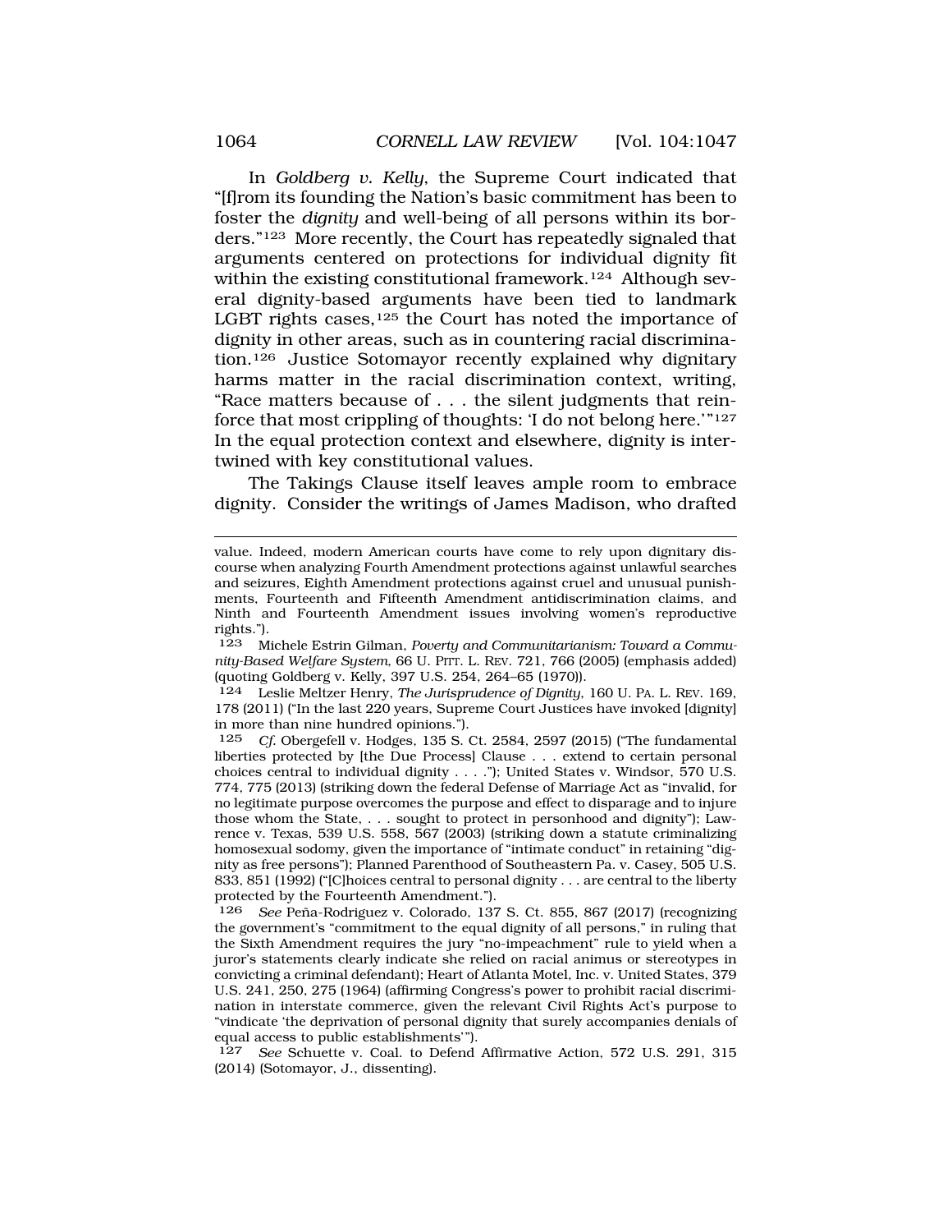In *Goldberg v. Kelly*, the Supreme Court indicated that "[f]rom its founding the Nation's basic commitment has been to foster the *dignity* and well-being of all persons within its borders."[123] More recently, the Court has repeatedly signaled that arguments centered on protections for individual dignity fit within the existing constitutional framework.[124] Although several dignity-based arguments have been tied to landmark LGBT rights cases,[125] the Court has noted the importance of dignity in other areas, such as in countering racial discrimination.[126] Justice Sotomayor recently explained why dignitary harms matter in the racial discrimination context, writing, "Race matters because of . . . the silent judgments that reinforce that most crippling of thoughts: 'I do not belong here.'"[127] In the equal protection context and elsewhere, dignity is intertwined with key constitutional values.

The Takings Clause itself leaves ample room to embrace dignity. Consider the writings of James Madison, who drafted

---

value. Indeed, modern American courts have come to rely upon dignitary discourse when analyzing Fourth Amendment protections against unlawful searches and seizures, Eighth Amendment protections against cruel and unusual punishments, Fourteenth and Fifteenth Amendment antidiscrimination claims, and Ninth and Fourteenth Amendment issues involving women's reproductive rights.").

123 Michele Estrin Gilman, *Poverty and Communitarianism: Toward a Community-Based Welfare System*, 66 U. PITT. L. REV. 721, 766 (2005) (emphasis added) (quoting Goldberg v. Kelly, 397 U.S. 254, 264–65 (1970)).

124 Leslie Meltzer Henry, *The Jurisprudence of Dignity*, 160 U. PA. L. REV. 169, 178 (2011) ("In the last 220 years, Supreme Court Justices have invoked [dignity] in more than nine hundred opinions.").

125 *Cf.* Obergefell v. Hodges, 135 S. Ct. 2584, 2597 (2015) ("The fundamental liberties protected by [the Due Process] Clause . . . extend to certain personal choices central to individual dignity . . . ."); United States v. Windsor, 570 U.S. 774, 775 (2013) (striking down the federal Defense of Marriage Act as "invalid, for no legitimate purpose overcomes the purpose and effect to disparage and to injure those whom the State, . . . sought to protect in personhood and dignity"); Lawrence v. Texas, 539 U.S. 558, 567 (2003) (striking down a statute criminalizing homosexual sodomy, given the importance of "intimate conduct" in retaining "dignity as free persons"); Planned Parenthood of Southeastern Pa. v. Casey, 505 U.S. 833, 851 (1992) ("[C]hoices central to personal dignity . . . are central to the liberty protected by the Fourteenth Amendment.").

126 *See* Peña-Rodriguez v. Colorado, 137 S. Ct. 855, 867 (2017) (recognizing the government's "commitment to the equal dignity of all persons," in ruling that the Sixth Amendment requires the jury "no-impeachment" rule to yield when a juror's statements clearly indicate she relied on racial animus or stereotypes in convicting a criminal defendant); Heart of Atlanta Motel, Inc. v. United States, 379 U.S. 241, 250, 275 (1964) (affirming Congress's power to prohibit racial discrimination in interstate commerce, given the relevant Civil Rights Act's purpose to "vindicate 'the deprivation of personal dignity that surely accompanies denials of equal access to public establishments'").

127 *See* Schuette v. Coal. to Defend Affirmative Action, 572 U.S. 291, 315 (2014) (Sotomayor, J., dissenting).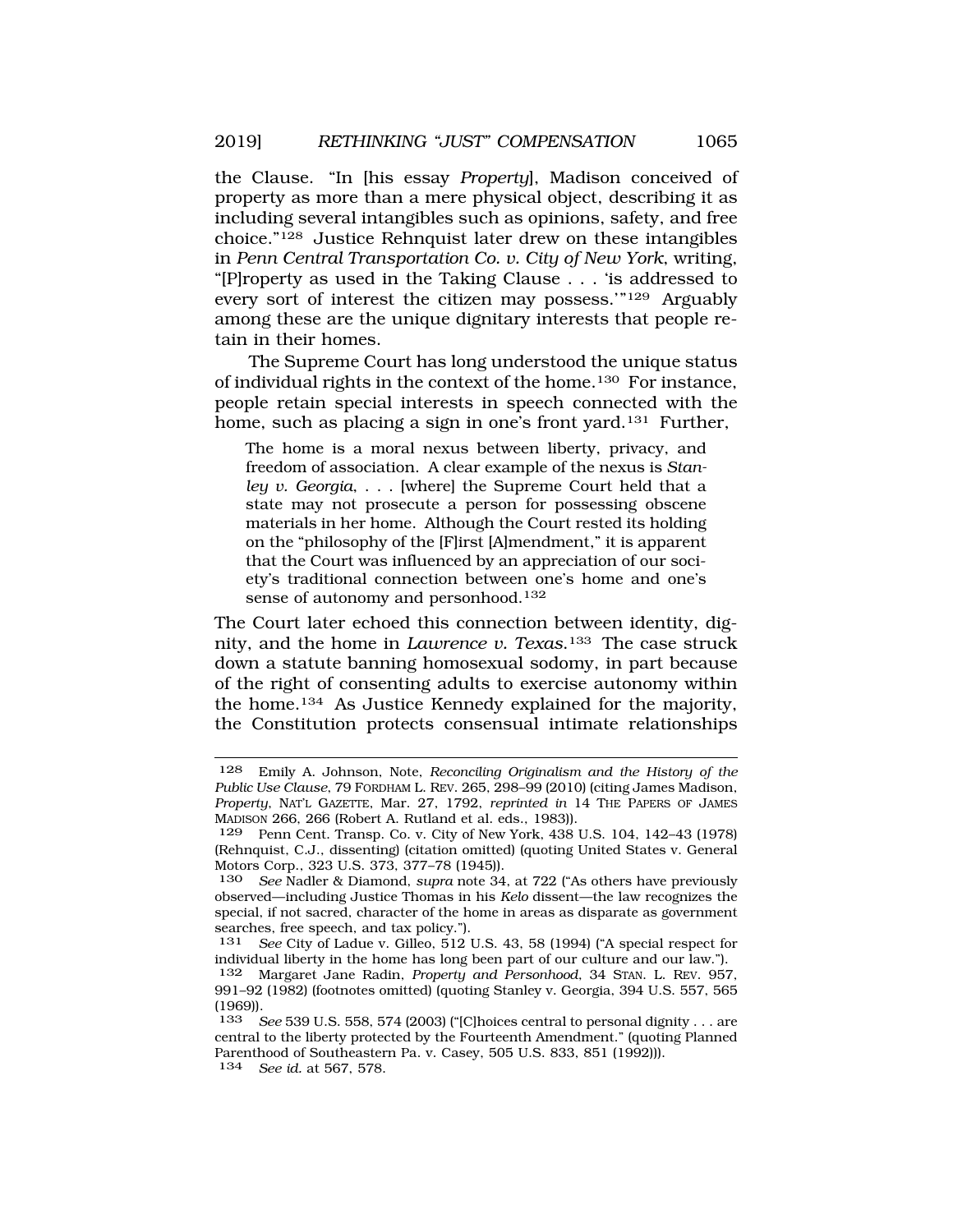the Clause. "In [his essay *Property*], Madison conceived of property as more than a mere physical object, describing it as including several intangibles such as opinions, safety, and free choice."[128] Justice Rehnquist later drew on these intangibles in *Penn Central Transportation Co. v. City of New York*, writing, "[P]roperty as used in the Taking Clause . . . 'is addressed to every sort of interest the citizen may possess.'"[129] Arguably among these are the unique dignitary interests that people retain in their homes.

The Supreme Court has long understood the unique status of individual rights in the context of the home.[130] For instance, people retain special interests in speech connected with the home, such as placing a sign in one's front yard.[131] Further,

> The home is a moral nexus between liberty, privacy, and freedom of association. A clear example of the nexus is *Stanley v. Georgia*, . . . [where] the Supreme Court held that a state may not prosecute a person for possessing obscene materials in her home. Although the Court rested its holding on the "philosophy of the [F]irst [A]mendment," it is apparent that the Court was influenced by an appreciation of our society's traditional connection between one's home and one's sense of autonomy and personhood.[132]

The Court later echoed this connection between identity, dignity, and the home in *Lawrence v. Texas*.[133] The case struck down a statute banning homosexual sodomy, in part because of the right of consenting adults to exercise autonomy within the home.[134] As Justice Kennedy explained for the majority, the Constitution protects consensual intimate relationships

---

128 Emily A. Johnson, Note, *Reconciling Originalism and the History of the Public Use Clause*, 79 FORDHAM L. REV. 265, 298–99 (2010) (citing James Madison, *Property*, NAT'L GAZETTE, Mar. 27, 1792, *reprinted in* 14 THE PAPERS OF JAMES MADISON 266, 266 (Robert A. Rutland et al. eds., 1983)).

129 Penn Cent. Transp. Co. v. City of New York, 438 U.S. 104, 142–43 (1978) (Rehnquist, C.J., dissenting) (citation omitted) (quoting United States v. General Motors Corp., 323 U.S. 373, 377–78 (1945)).

130 *See* Nadler & Diamond, *supra* note 34, at 722 ("As others have previously observed—including Justice Thomas in his *Kelo* dissent—the law recognizes the special, if not sacred, character of the home in areas as disparate as government searches, free speech, and tax policy.").

131 *See* City of Ladue v. Gilleo, 512 U.S. 43, 58 (1994) ("A special respect for individual liberty in the home has long been part of our culture and our law.").

132 Margaret Jane Radin, *Property and Personhood*, 34 STAN. L. REV. 957, 991–92 (1982) (footnotes omitted) (quoting Stanley v. Georgia, 394 U.S. 557, 565 (1969)).

133 *See* 539 U.S. 558, 574 (2003) ("[C]hoices central to personal dignity . . . are central to the liberty protected by the Fourteenth Amendment." (quoting Planned Parenthood of Southeastern Pa. v. Casey, 505 U.S. 833, 851 (1992))).

134 *See id.* at 567, 578.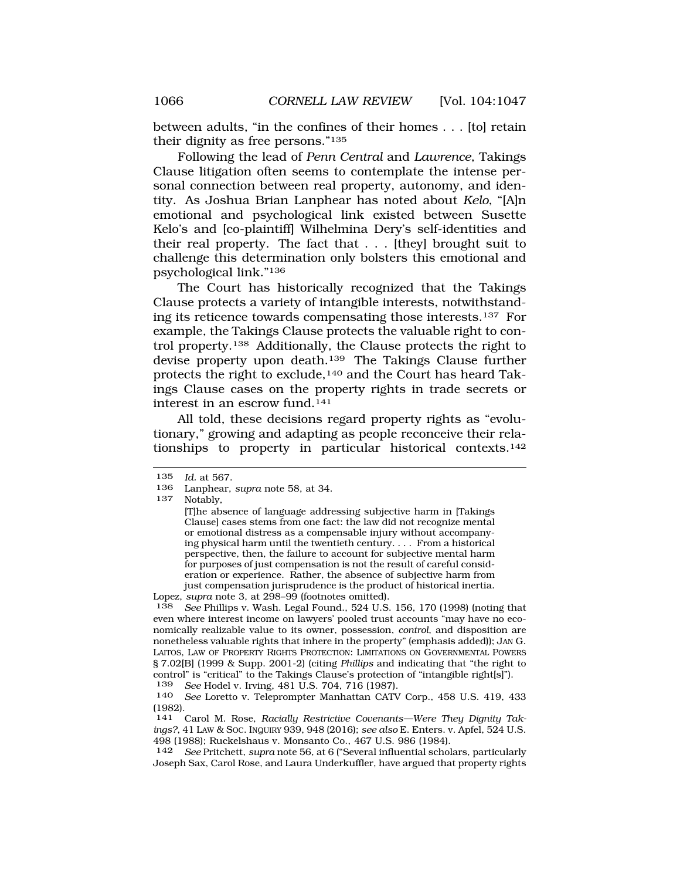between adults, "in the confines of their homes . . . [to] retain their dignity as free persons."[135]

Following the lead of *Penn Central* and *Lawrence*, Takings Clause litigation often seems to contemplate the intense personal connection between real property, autonomy, and identity. As Joshua Brian Lanphear has noted about *Kelo*, "[A]n emotional and psychological link existed between Susette Kelo's and [co-plaintiff] Wilhelmina Dery's self-identities and their real property. The fact that . . . [they] brought suit to challenge this determination only bolsters this emotional and psychological link."[136]

The Court has historically recognized that the Takings Clause protects a variety of intangible interests, notwithstanding its reticence towards compensating those interests.[137] For example, the Takings Clause protects the valuable right to control property.[138] Additionally, the Clause protects the right to devise property upon death.[139] The Takings Clause further protects the right to exclude,[140] and the Court has heard Takings Clause cases on the property rights in trade secrets or interest in an escrow fund.[141]

All told, these decisions regard property rights as "evolutionary," growing and adapting as people reconceive their relationships to property in particular historical contexts.[142]

---

135 *Id.* at 567.

136 Lanphear, *supra* note 58, at 34.

137 Notably,

> [T]he absence of language addressing subjective harm in [Takings Clause] cases stems from one fact: the law did not recognize mental or emotional distress as a compensable injury without accompanying physical harm until the twentieth century. . . . From a historical perspective, then, the failure to account for subjective mental harm for purposes of just compensation is not the result of careful consideration or experience. Rather, the absence of subjective harm from just compensation jurisprudence is the product of historical inertia.

Lopez, *supra* note 3, at 298–99 (footnotes omitted).

138 *See* Phillips v. Wash. Legal Found., 524 U.S. 156, 170 (1998) (noting that even where interest income on lawyers' pooled trust accounts "may have no economically realizable value to its owner, possession, *control*, and disposition are nonetheless valuable rights that inhere in the property" (emphasis added)); JAN G. LAITOS, LAW OF PROPERTY RIGHTS PROTECTION: LIMITATIONS ON GOVERNMENTAL POWERS § 7.02[B] (1999 & Supp. 2001-2) (citing *Phillips* and indicating that "the right to control" is "critical" to the Takings Clause's protection of "intangible right[s]").

139 *See* Hodel v. Irving, 481 U.S. 704, 716 (1987).

140 *See* Loretto v. Teleprompter Manhattan CATV Corp., 458 U.S. 419, 433 (1982).

141 Carol M. Rose, *Racially Restrictive Covenants—Were They Dignity Takings?*, 41 LAW & SOC. INQUIRY 939, 948 (2016); *see also* E. Enters. v. Apfel, 524 U.S. 498 (1988); Ruckelshaus v. Monsanto Co., 467 U.S. 986 (1984).

142 *See* Pritchett, *supra* note 56, at 6 ("Several influential scholars, particularly Joseph Sax, Carol Rose, and Laura Underkuffler, have argued that property rights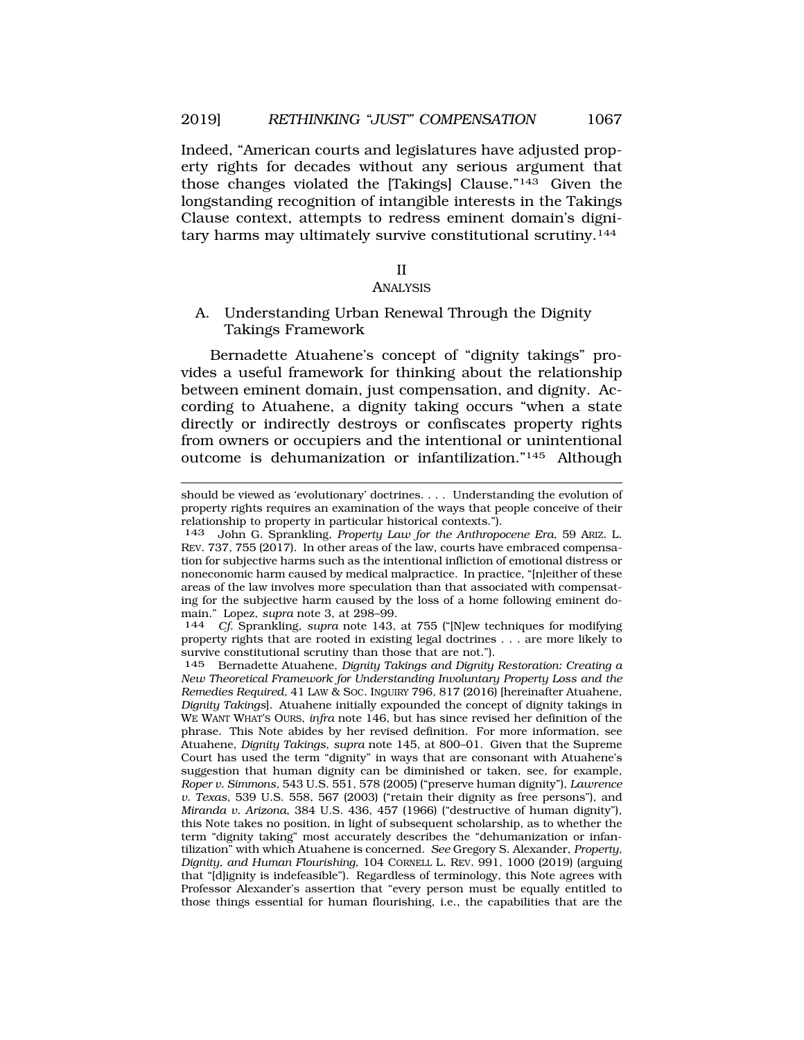Indeed, "American courts and legislatures have adjusted property rights for decades without any serious argument that those changes violated the [Takings] Clause."[143] Given the longstanding recognition of intangible interests in the Takings Clause context, attempts to redress eminent domain's dignitary harms may ultimately survive constitutional scrutiny.[144]

# II
# ANALYSIS

## A. Understanding Urban Renewal Through the Dignity Takings Framework

Bernadette Atuahene's concept of "dignity takings" provides a useful framework for thinking about the relationship between eminent domain, just compensation, and dignity. According to Atuahene, a dignity taking occurs "when a state directly or indirectly destroys or confiscates property rights from owners or occupiers and the intentional or unintentional outcome is dehumanization or infantilization."[145] Although

---

should be viewed as 'evolutionary' doctrines. . . . Understanding the evolution of property rights requires an examination of the ways that people conceive of their relationship to property in particular historical contexts.").

143 John G. Sprankling, *Property Law for the Anthropocene Era*, 59 ARIZ. L. REV. 737, 755 (2017). In other areas of the law, courts have embraced compensation for subjective harms such as the intentional infliction of emotional distress or noneconomic harm caused by medical malpractice. In practice, "[n]either of these areas of the law involves more speculation than that associated with compensating for the subjective harm caused by the loss of a home following eminent domain." Lopez, *supra* note 3, at 298–99.

144 *Cf.* Sprankling, *supra* note 143, at 755 ("[N]ew techniques for modifying property rights that are rooted in existing legal doctrines . . . are more likely to survive constitutional scrutiny than those that are not.").

145 Bernadette Atuahene, *Dignity Takings and Dignity Restoration: Creating a New Theoretical Framework for Understanding Involuntary Property Loss and the Remedies Required*, 41 LAW & SOC. INQUIRY 796, 817 (2016) [hereinafter Atuahene, *Dignity Takings*]. Atuahene initially expounded the concept of dignity takings in WE WANT WHAT'S OURS, *infra* note 146, but has since revised her definition of the phrase. This Note abides by her revised definition. For more information, see Atuahene, *Dignity Takings*, *supra* note 145, at 800–01. Given that the Supreme Court has used the term "dignity" in ways that are consonant with Atuahene's suggestion that human dignity can be diminished or taken, see, for example, *Roper v. Simmons*, 543 U.S. 551, 578 (2005) ("preserve human dignity"), *Lawrence v. Texas*, 539 U.S. 558, 567 (2003) ("retain their dignity as free persons"), and *Miranda v. Arizona*, 384 U.S. 436, 457 (1966) ("destructive of human dignity"), this Note takes no position, in light of subsequent scholarship, as to whether the term "dignity taking" most accurately describes the "dehumanization or infantilization" with which Atuahene is concerned. *See* Gregory S. Alexander, *Property, Dignity, and Human Flourishing*, 104 CORNELL L. REV. 991, 1000 (2019) (arguing that "[d]ignity is indefeasible"). Regardless of terminology, this Note agrees with Professor Alexander's assertion that "every person must be equally entitled to those things essential for human flourishing, i.e., the capabilities that are the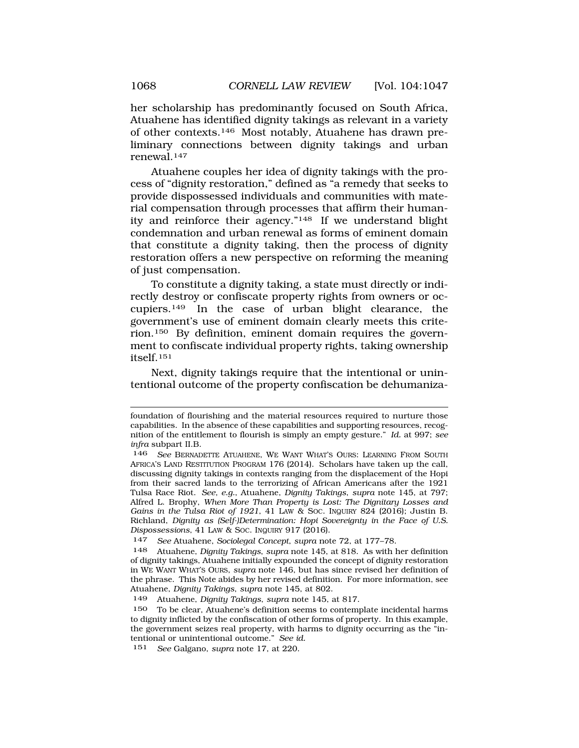her scholarship has predominantly focused on South Africa, Atuahene has identified dignity takings as relevant in a variety of other contexts.[146] Most notably, Atuahene has drawn preliminary connections between dignity takings and urban renewal.[147]

Atuahene couples her idea of dignity takings with the process of "dignity restoration," defined as "a remedy that seeks to provide dispossessed individuals and communities with material compensation through processes that affirm their humanity and reinforce their agency."[148] If we understand blight condemnation and urban renewal as forms of eminent domain that constitute a dignity taking, then the process of dignity restoration offers a new perspective on reforming the meaning of just compensation.

To constitute a dignity taking, a state must directly or indirectly destroy or confiscate property rights from owners or occupiers.[149] In the case of urban blight clearance, the government's use of eminent domain clearly meets this criterion.[150] By definition, eminent domain requires the government to confiscate individual property rights, taking ownership itself.[151]

Next, dignity takings require that the intentional or unintentional outcome of the property confiscation be dehumaniza-

---

foundation of flourishing and the material resources required to nurture those capabilities. In the absence of these capabilities and supporting resources, recognition of the entitlement to flourish is simply an empty gesture." *Id.* at 997; *see infra* subpart II.B.

146 *See* BERNADETTE ATUAHENE, WE WANT WHAT'S OURS: LEARNING FROM SOUTH AFRICA'S LAND RESTITUTION PROGRAM 176 (2014). Scholars have taken up the call, discussing dignity takings in contexts ranging from the displacement of the Hopi from their sacred lands to the terrorizing of African Americans after the 1921 Tulsa Race Riot. *See, e.g.*, Atuahene, *Dignity Takings*, *supra* note 145, at 797; Alfred L. Brophy, *When More Than Property is Lost: The Dignitary Losses and Gains in the Tulsa Riot of 1921*, 41 LAW & SOC. INQUIRY 824 (2016); Justin B. Richland, *Dignity as (Self-)Determination: Hopi Sovereignty in the Face of U.S. Dispossessions*, 41 LAW & SOC. INQUIRY 917 (2016).

147 *See* Atuahene, *Sociolegal Concept*, *supra* note 72, at 177–78.

148 Atuahene, *Dignity Takings*, *supra* note 145, at 818. As with her definition of dignity takings, Atuahene initially expounded the concept of dignity restoration in WE WANT WHAT'S OURS, *supra* note 146, but has since revised her definition of the phrase. This Note abides by her revised definition. For more information, see Atuahene, *Dignity Takings*, *supra* note 145, at 802.

149 Atuahene, *Dignity Takings*, *supra* note 145, at 817.

150 To be clear, Atuahene's definition seems to contemplate incidental harms to dignity inflicted by the confiscation of other forms of property. In this example, the government seizes real property, with harms to dignity occurring as the "intentional or unintentional outcome." *See id.*

151 *See* Galgano, *supra* note 17, at 220.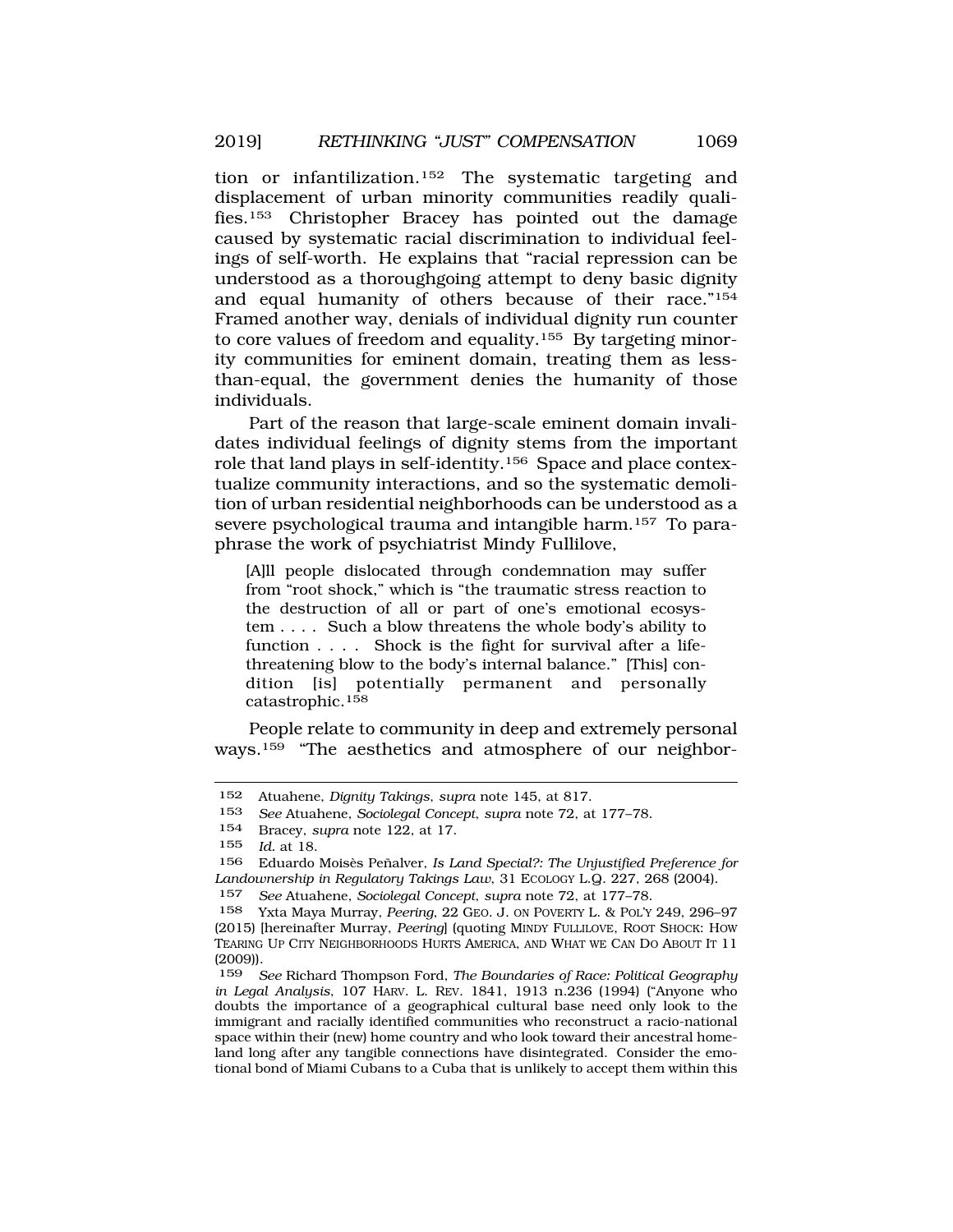tion or infantilization.[152] The systematic targeting and displacement of urban minority communities readily qualifies.[153] Christopher Bracey has pointed out the damage caused by systematic racial discrimination to individual feelings of self-worth. He explains that "racial repression can be understood as a thoroughgoing attempt to deny basic dignity and equal humanity of others because of their race."[154] Framed another way, denials of individual dignity run counter to core values of freedom and equality.[155] By targeting minority communities for eminent domain, treating them as less-than-equal, the government denies the humanity of those individuals.

Part of the reason that large-scale eminent domain invalidates individual feelings of dignity stems from the important role that land plays in self-identity.[156] Space and place contextualize community interactions, and so the systematic demolition of urban residential neighborhoods can be understood as a severe psychological trauma and intangible harm.[157] To paraphrase the work of psychiatrist Mindy Fullilove,

> [A]ll people dislocated through condemnation may suffer from "root shock," which is "the traumatic stress reaction to the destruction of all or part of one's emotional ecosystem . . . . Such a blow threatens the whole body's ability to function . . . . Shock is the fight for survival after a life-threatening blow to the body's internal balance." [This] condition [is] potentially permanent and personally catastrophic.[158]

People relate to community in deep and extremely personal ways.[159] "The aesthetics and atmosphere of our neighbor-

---

152 Atuahene, *Dignity Takings*, *supra* note 145, at 817.

153 *See* Atuahene, *Sociolegal Concept*, *supra* note 72, at 177–78.

154 Bracey, *supra* note 122, at 17.

155 *Id.* at 18.

156 Eduardo Moisès Peñalver, *Is Land Special?: The Unjustified Preference for Landownership in Regulatory Takings Law*, 31 ECOLOGY L.Q. 227, 268 (2004).

157 *See* Atuahene, *Sociolegal Concept*, *supra* note 72, at 177–78.

158 Yxta Maya Murray, *Peering*, 22 GEO. J. ON POVERTY L. & POL'Y 249, 296–97 (2015) [hereinafter Murray, *Peering*] (quoting MINDY FULLILOVE, ROOT SHOCK: HOW TEARING UP CITY NEIGHBORHOODS HURTS AMERICA, AND WHAT WE CAN DO ABOUT IT 11 (2009)).

159 *See* Richard Thompson Ford, *The Boundaries of Race: Political Geography in Legal Analysis*, 107 HARV. L. REV. 1841, 1913 n.236 (1994) ("Anyone who doubts the importance of a geographical cultural base need only look to the immigrant and racially identified communities who reconstruct a racio-national space within their (new) home country and who look toward their ancestral homeland long after any tangible connections have disintegrated. Consider the emotional bond of Miami Cubans to a Cuba that is unlikely to accept them within this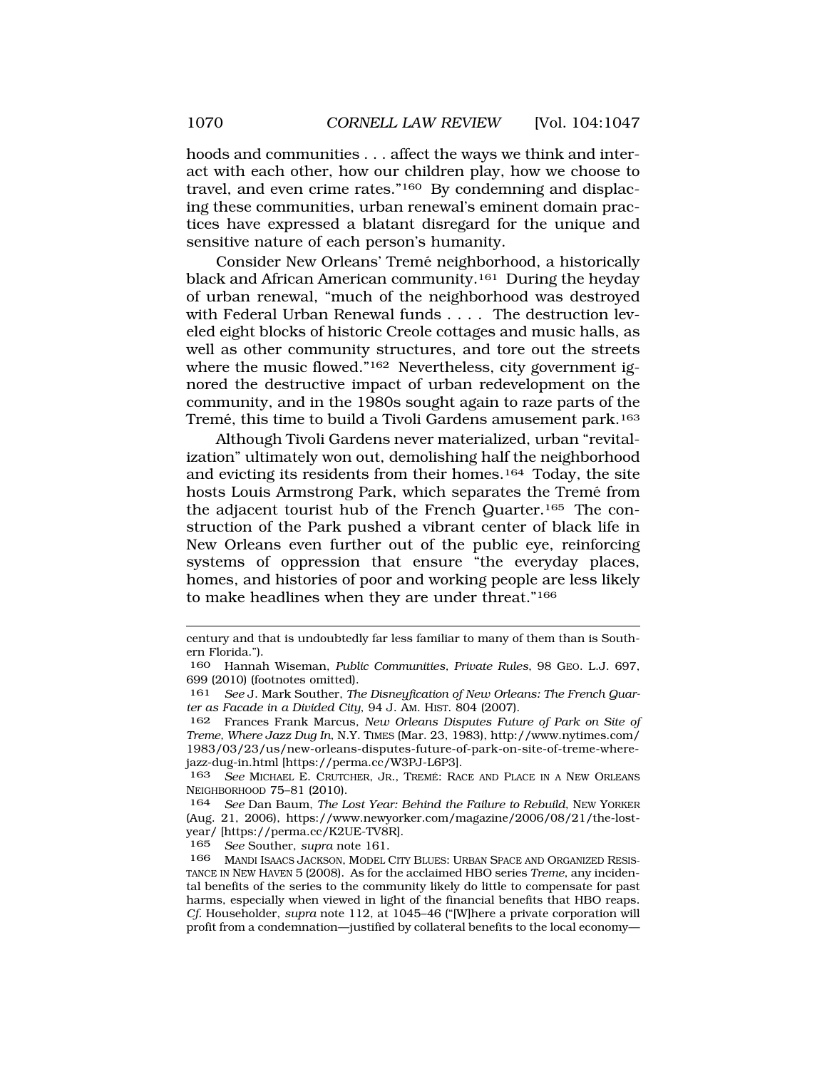hoods and communities . . . affect the ways we think and interact with each other, how our children play, how we choose to travel, and even crime rates."[160] By condemning and displacing these communities, urban renewal's eminent domain practices have expressed a blatant disregard for the unique and sensitive nature of each person's humanity.

Consider New Orleans' Tremé neighborhood, a historically black and African American community.[161] During the heyday of urban renewal, "much of the neighborhood was destroyed with Federal Urban Renewal funds . . . . The destruction leveled eight blocks of historic Creole cottages and music halls, as well as other community structures, and tore out the streets where the music flowed."[162] Nevertheless, city government ignored the destructive impact of urban redevelopment on the community, and in the 1980s sought again to raze parts of the Tremé, this time to build a Tivoli Gardens amusement park.[163]

Although Tivoli Gardens never materialized, urban "revitalization" ultimately won out, demolishing half the neighborhood and evicting its residents from their homes.[164] Today, the site hosts Louis Armstrong Park, which separates the Tremé from the adjacent tourist hub of the French Quarter.[165] The construction of the Park pushed a vibrant center of black life in New Orleans even further out of the public eye, reinforcing systems of oppression that ensure "the everyday places, homes, and histories of poor and working people are less likely to make headlines when they are under threat."[166]

---

century and that is undoubtedly far less familiar to many of them than is Southern Florida.").

160 Hannah Wiseman, *Public Communities, Private Rules*, 98 GEO. L.J. 697, 699 (2010) (footnotes omitted).

161 *See* J. Mark Souther, *The Disneyfication of New Orleans: The French Quarter as Facade in a Divided City*, 94 J. AM. HIST. 804 (2007).

162 Frances Frank Marcus, *New Orleans Disputes Future of Park on Site of Treme, Where Jazz Dug In*, N.Y. TIMES (Mar. 23, 1983), http://www.nytimes.com/1983/03/23/us/new-orleans-disputes-future-of-park-on-site-of-treme-where-jazz-dug-in.html [https://perma.cc/W3PJ-L6P3].

163 *See* MICHAEL E. CRUTCHER, JR., TREMÉ: RACE AND PLACE IN A NEW ORLEANS NEIGHBORHOOD 75–81 (2010).

164 *See* Dan Baum, *The Lost Year: Behind the Failure to Rebuild*, NEW YORKER (Aug. 21, 2006), https://www.newyorker.com/magazine/2006/08/21/the-lost-year/ [https://perma.cc/K2UE-TV8R].

165 *See* Souther, *supra* note 161.

166 MANDI ISAACS JACKSON, MODEL CITY BLUES: URBAN SPACE AND ORGANIZED RESISTANCE IN NEW HAVEN 5 (2008). As for the acclaimed HBO series *Treme*, any incidental benefits of the series to the community likely do little to compensate for past harms, especially when viewed in light of the financial benefits that HBO reaps. *Cf.* Householder, *supra* note 112, at 1045–46 ("[W]here a private corporation will profit from a condemnation—justified by collateral benefits to the local economy—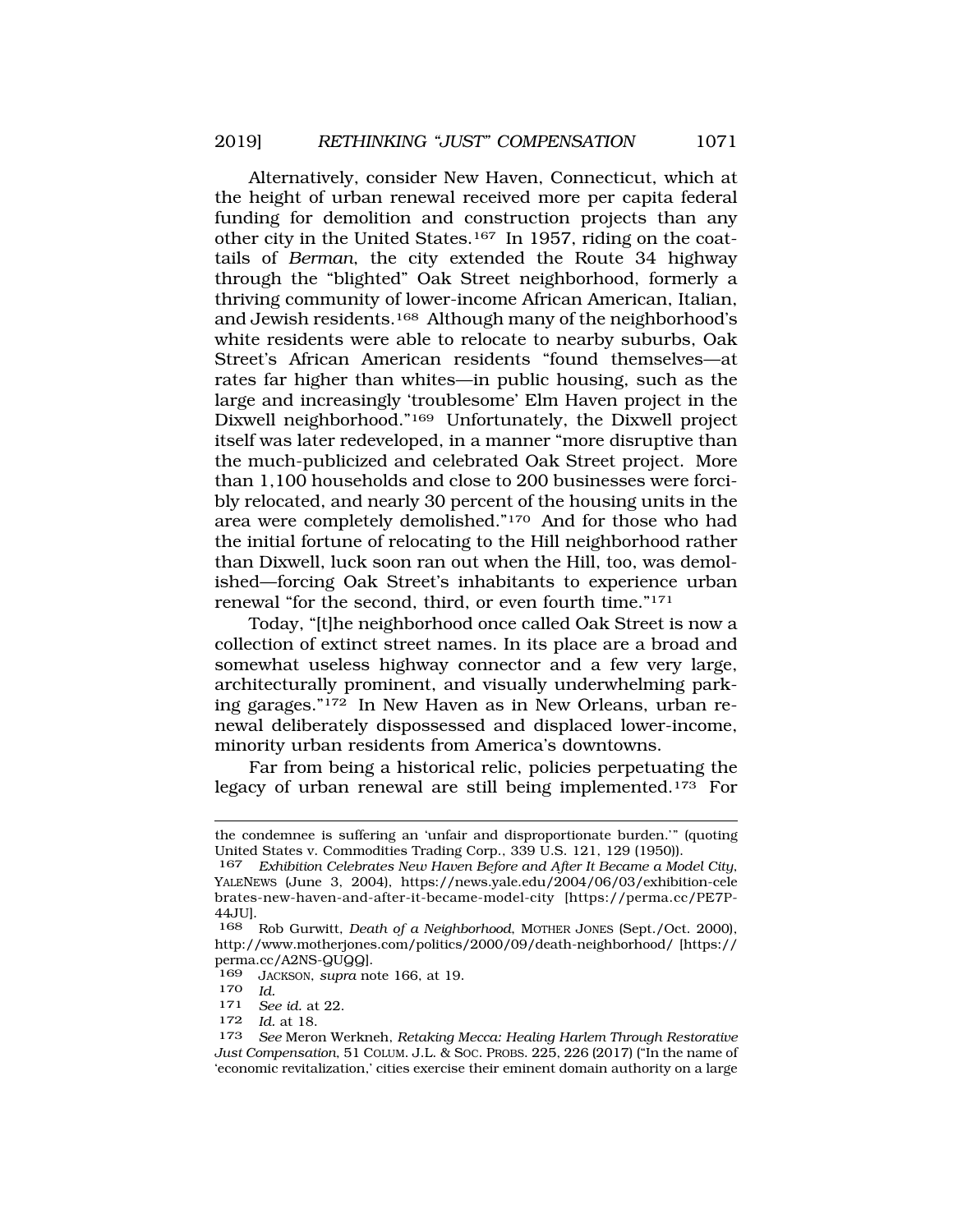Alternatively, consider New Haven, Connecticut, which at the height of urban renewal received more per capita federal funding for demolition and construction projects than any other city in the United States.[167] In 1957, riding on the coattails of *Berman*, the city extended the Route 34 highway through the "blighted" Oak Street neighborhood, formerly a thriving community of lower-income African American, Italian, and Jewish residents.[168] Although many of the neighborhood's white residents were able to relocate to nearby suburbs, Oak Street's African American residents "found themselves—at rates far higher than whites—in public housing, such as the large and increasingly 'troublesome' Elm Haven project in the Dixwell neighborhood."[169] Unfortunately, the Dixwell project itself was later redeveloped, in a manner "more disruptive than the much-publicized and celebrated Oak Street project. More than 1,100 households and close to 200 businesses were forcibly relocated, and nearly 30 percent of the housing units in the area were completely demolished."[170] And for those who had the initial fortune of relocating to the Hill neighborhood rather than Dixwell, luck soon ran out when the Hill, too, was demolished—forcing Oak Street's inhabitants to experience urban renewal "for the second, third, or even fourth time."[171]

Today, "[t]he neighborhood once called Oak Street is now a collection of extinct street names. In its place are a broad and somewhat useless highway connector and a few very large, architecturally prominent, and visually underwhelming parking garages."[172] In New Haven as in New Orleans, urban renewal deliberately dispossessed and displaced lower-income, minority urban residents from America's downtowns.

Far from being a historical relic, policies perpetuating the legacy of urban renewal are still being implemented.[173] For

---

the condemnee is suffering an 'unfair and disproportionate burden.'" (quoting United States v. Commodities Trading Corp., 339 U.S. 121, 129 (1950)).

167 *Exhibition Celebrates New Haven Before and After It Became a Model City*, YALENEWS (June 3, 2004), https://news.yale.edu/2004/06/03/exhibition-celebrates-new-haven-and-after-it-became-model-city [https://perma.cc/PE7P-44JU].

168 Rob Gurwitt, *Death of a Neighborhood*, MOTHER JONES (Sept./Oct. 2000), http://www.motherjones.com/politics/2000/09/death-neighborhood/ [https://perma.cc/A2NS-QUQQ].

169 JACKSON, *supra* note 166, at 19.

170 *Id.*

171 *See id.* at 22.

172 *Id.* at 18.

173 *See* Meron Werkneh, *Retaking Mecca: Healing Harlem Through Restorative Just Compensation*, 51 COLUM. J.L. & SOC. PROBS. 225, 226 (2017) ("In the name of 'economic revitalization,' cities exercise their eminent domain authority on a large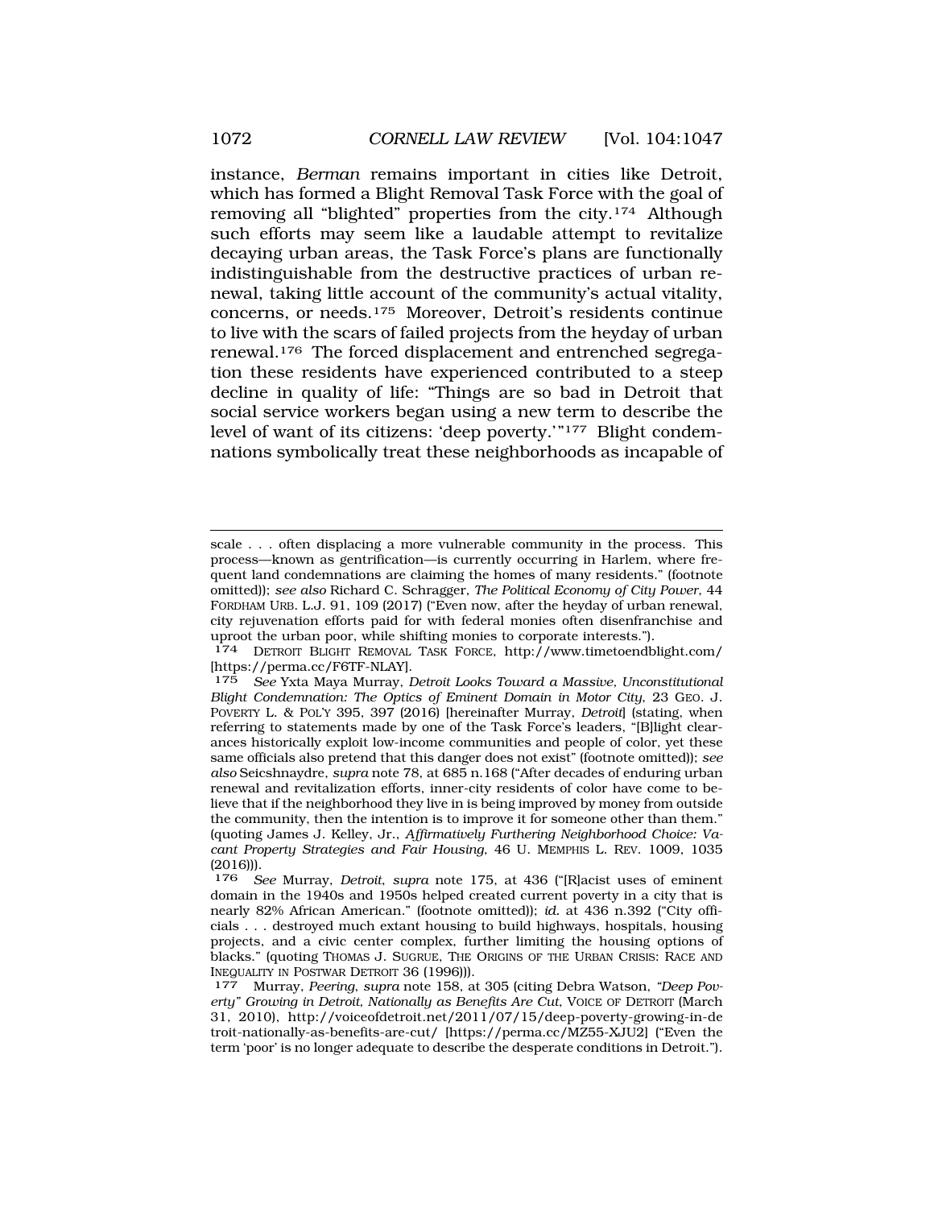instance, *Berman* remains important in cities like Detroit, which has formed a Blight Removal Task Force with the goal of removing all "blighted" properties from the city.[174] Although such efforts may seem like a laudable attempt to revitalize decaying urban areas, the Task Force's plans are functionally indistinguishable from the destructive practices of urban renewal, taking little account of the community's actual vitality, concerns, or needs.[175] Moreover, Detroit's residents continue to live with the scars of failed projects from the heyday of urban renewal.[176] The forced displacement and entrenched segregation these residents have experienced contributed to a steep decline in quality of life: "Things are so bad in Detroit that social service workers began using a new term to describe the level of want of its citizens: 'deep poverty.'"[177] Blight condemnations symbolically treat these neighborhoods as incapable of

---

scale . . . often displacing a more vulnerable community in the process. This process—known as gentrification—is currently occurring in Harlem, where frequent land condemnations are claiming the homes of many residents." (footnote omitted)); *see also* Richard C. Schragger, *The Political Economy of City Power*, 44 FORDHAM URB. L.J. 91, 109 (2017) ("Even now, after the heyday of urban renewal, city rejuvenation efforts paid for with federal monies often disenfranchise and uproot the urban poor, while shifting monies to corporate interests.").

174 DETROIT BLIGHT REMOVAL TASK FORCE, http://www.timetoendblight.com/ [https://perma.cc/F6TF-NLAY].

175 *See* Yxta Maya Murray, *Detroit Looks Toward a Massive, Unconstitutional Blight Condemnation: The Optics of Eminent Domain in Motor City*, 23 GEO. J. POVERTY L. & POL'Y 395, 397 (2016) [hereinafter Murray, *Detroit*] (stating, when referring to statements made by one of the Task Force's leaders, "[B]light clearances historically exploit low-income communities and people of color, yet these same officials also pretend that this danger does not exist" (footnote omitted)); *see also* Seicshnaydre, *supra* note 78, at 685 n.168 ("After decades of enduring urban renewal and revitalization efforts, inner-city residents of color have come to believe that if the neighborhood they live in is being improved by money from outside the community, then the intention is to improve it for someone other than them." (quoting James J. Kelley, Jr., *Affirmatively Furthering Neighborhood Choice: Vacant Property Strategies and Fair Housing*, 46 U. MEMPHIS L. REV. 1009, 1035 (2016))).

176 *See* Murray, *Detroit*, *supra* note 175, at 436 ("[R]acist uses of eminent domain in the 1940s and 1950s helped created current poverty in a city that is nearly 82% African American." (footnote omitted)); *id.* at 436 n.392 ("City officials . . . destroyed much extant housing to build highways, hospitals, housing projects, and a civic center complex, further limiting the housing options of blacks." (quoting THOMAS J. SUGRUE, THE ORIGINS OF THE URBAN CRISIS: RACE AND INEQUALITY IN POSTWAR DETROIT 36 (1996))).

177 Murray, *Peering*, *supra* note 158, at 305 (citing Debra Watson, *"Deep Poverty" Growing in Detroit, Nationally as Benefits Are Cut*, VOICE OF DETROIT (March 31, 2010), http://voiceofdetroit.net/2011/07/15/deep-poverty-growing-in-detroit-nationally-as-benefits-are-cut/ [https://perma.cc/MZ55-XJU2] ("Even the term 'poor' is no longer adequate to describe the desperate conditions in Detroit.").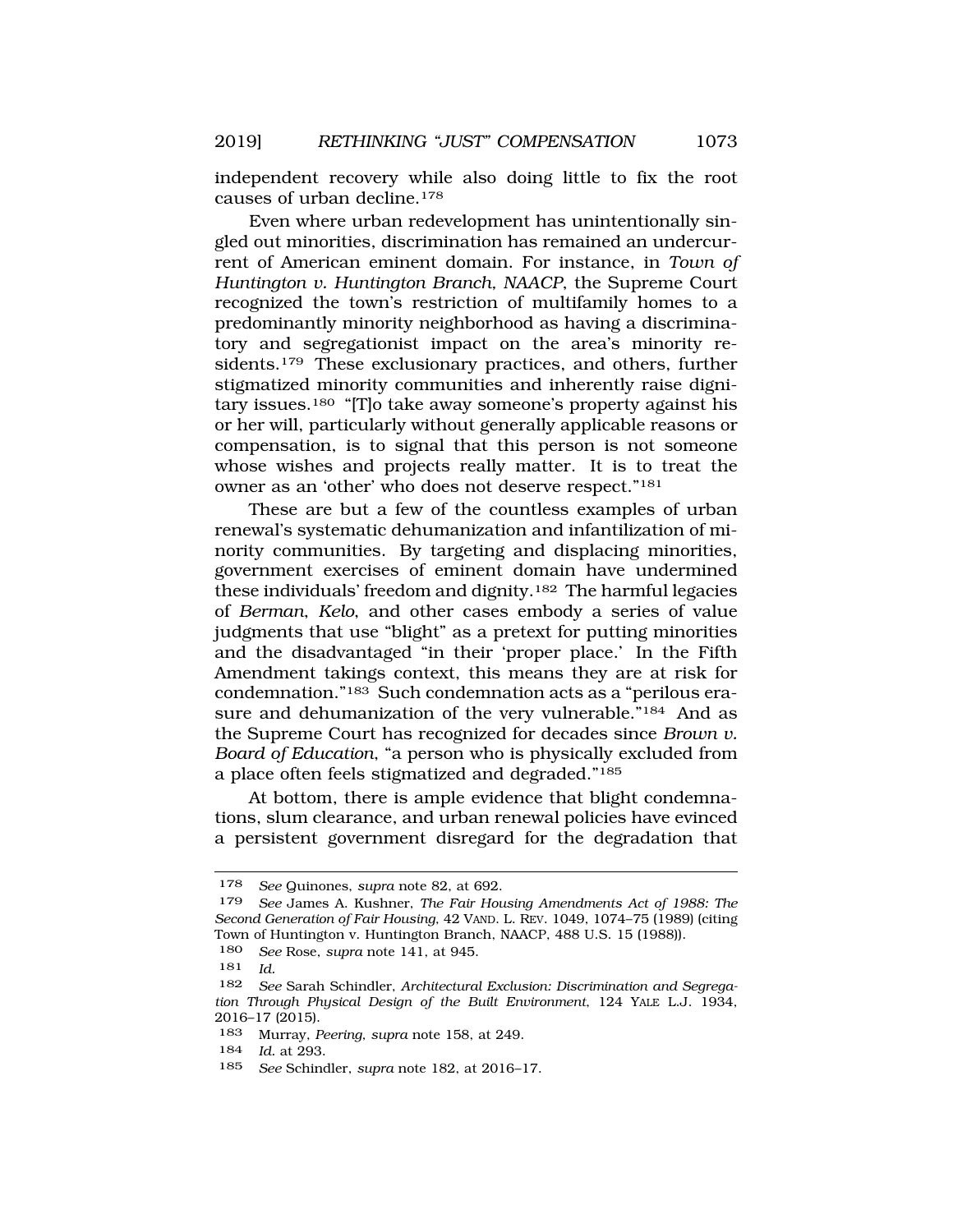independent recovery while also doing little to fix the root causes of urban decline.[178]

Even where urban redevelopment has unintentionally singled out minorities, discrimination has remained an undercurrent of American eminent domain. For instance, in *Town of Huntington v. Huntington Branch, NAACP*, the Supreme Court recognized the town's restriction of multifamily homes to a predominantly minority neighborhood as having a discriminatory and segregationist impact on the area's minority residents.[179] These exclusionary practices, and others, further stigmatized minority communities and inherently raise dignitary issues.[180] "[T]o take away someone's property against his or her will, particularly without generally applicable reasons or compensation, is to signal that this person is not someone whose wishes and projects really matter. It is to treat the owner as an 'other' who does not deserve respect."[181]

These are but a few of the countless examples of urban renewal's systematic dehumanization and infantilization of minority communities. By targeting and displacing minorities, government exercises of eminent domain have undermined these individuals' freedom and dignity.[182] The harmful legacies of *Berman*, *Kelo*, and other cases embody a series of value judgments that use "blight" as a pretext for putting minorities and the disadvantaged "in their 'proper place.' In the Fifth Amendment takings context, this means they are at risk for condemnation."[183] Such condemnation acts as a "perilous erasure and dehumanization of the very vulnerable."[184] And as the Supreme Court has recognized for decades since *Brown v. Board of Education*, "a person who is physically excluded from a place often feels stigmatized and degraded."[185]

At bottom, there is ample evidence that blight condemnations, slum clearance, and urban renewal policies have evinced a persistent government disregard for the degradation that

---

[178] *See* Quinones, *supra* note 82, at 692.

[179] *See* James A. Kushner, *The Fair Housing Amendments Act of 1988: The Second Generation of Fair Housing*, 42 VAND. L. REV. 1049, 1074–75 (1989) (citing Town of Huntington v. Huntington Branch, NAACP, 488 U.S. 15 (1988)).

[180] *See* Rose, *supra* note 141, at 945.

[181] *Id.*

[182] *See* Sarah Schindler, *Architectural Exclusion: Discrimination and Segregation Through Physical Design of the Built Environment*, 124 YALE L.J. 1934, 2016–17 (2015).

[183] Murray, *Peering*, *supra* note 158, at 249.

[184] *Id.* at 293.

[185] *See* Schindler, *supra* note 182, at 2016–17.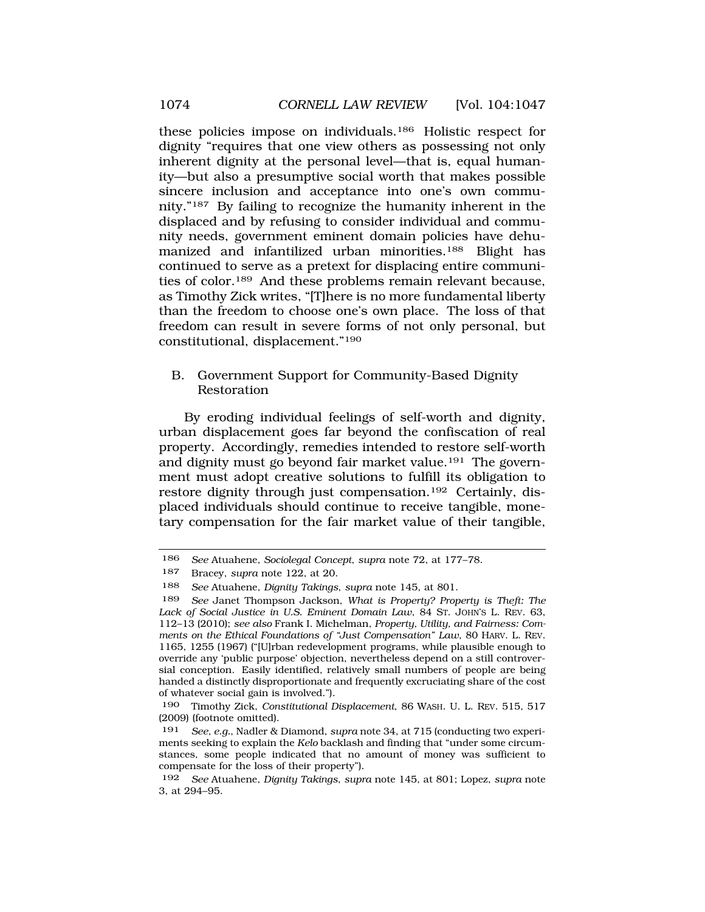these policies impose on individuals.[186] Holistic respect for dignity "requires that one view others as possessing not only inherent dignity at the personal level—that is, equal humanity—but also a presumptive social worth that makes possible sincere inclusion and acceptance into one's own community."[187] By failing to recognize the humanity inherent in the displaced and by refusing to consider individual and community needs, government eminent domain policies have dehumanized and infantilized urban minorities.[188] Blight has continued to serve as a pretext for displacing entire communities of color.[189] And these problems remain relevant because, as Timothy Zick writes, "[T]here is no more fundamental liberty than the freedom to choose one's own place. The loss of that freedom can result in severe forms of not only personal, but constitutional, displacement."[190]

### B. Government Support for Community-Based Dignity Restoration

By eroding individual feelings of self-worth and dignity, urban displacement goes far beyond the confiscation of real property. Accordingly, remedies intended to restore self-worth and dignity must go beyond fair market value.[191] The government must adopt creative solutions to fulfill its obligation to restore dignity through just compensation.[192] Certainly, displaced individuals should continue to receive tangible, monetary compensation for the fair market value of their tangible,

---

186 *See* Atuahene, *Sociolegal Concept*, *supra* note 72, at 177–78.

187 Bracey, *supra* note 122, at 20.

188 *See* Atuahene, *Dignity Takings*, *supra* note 145, at 801.

189 *See* Janet Thompson Jackson, *What is Property? Property is Theft: The Lack of Social Justice in U.S. Eminent Domain Law*, 84 ST. JOHN'S L. REV. 63, 112–13 (2010); *see also* Frank I. Michelman, *Property, Utility, and Fairness: Comments on the Ethical Foundations of "Just Compensation" Law*, 80 HARV. L. REV. 1165, 1255 (1967) ("[U]rban redevelopment programs, while plausible enough to override any 'public purpose' objection, nevertheless depend on a still controversial conception. Easily identified, relatively small numbers of people are being handed a distinctly disproportionate and frequently excruciating share of the cost of whatever social gain is involved.").

190 Timothy Zick, *Constitutional Displacement*, 86 WASH. U. L. REV. 515, 517 (2009) (footnote omitted).

191 *See, e.g.*, Nadler & Diamond, *supra* note 34, at 715 (conducting two experiments seeking to explain the *Kelo* backlash and finding that "under some circumstances, some people indicated that no amount of money was sufficient to compensate for the loss of their property").

192 *See* Atuahene, *Dignity Takings*, *supra* note 145, at 801; Lopez, *supra* note 3, at 294–95.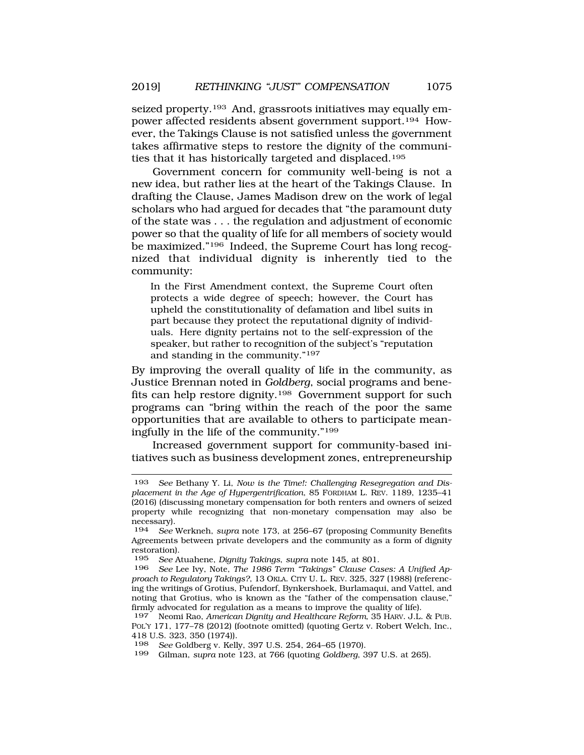seized property.[193] And, grassroots initiatives may equally empower affected residents absent government support.[194] However, the Takings Clause is not satisfied unless the government takes affirmative steps to restore the dignity of the communities that it has historically targeted and displaced.[195]

Government concern for community well-being is not a new idea, but rather lies at the heart of the Takings Clause. In drafting the Clause, James Madison drew on the work of legal scholars who had argued for decades that "the paramount duty of the state was . . . the regulation and adjustment of economic power so that the quality of life for all members of society would be maximized."[196] Indeed, the Supreme Court has long recognized that individual dignity is inherently tied to the community:

> In the First Amendment context, the Supreme Court often protects a wide degree of speech; however, the Court has upheld the constitutionality of defamation and libel suits in part because they protect the reputational dignity of individuals. Here dignity pertains not to the self-expression of the speaker, but rather to recognition of the subject's "reputation and standing in the community."[197]

By improving the overall quality of life in the community, as Justice Brennan noted in *Goldberg*, social programs and benefits can help restore dignity.[198] Government support for such programs can "bring within the reach of the poor the same opportunities that are available to others to participate meaningfully in the life of the community."[199]

Increased government support for community-based initiatives such as business development zones, entrepreneurship

---

193 *See* Bethany Y. Li, *Now is the Time!: Challenging Resegregation and Displacement in the Age of Hypergentrification*, 85 FORDHAM L. REV. 1189, 1235–41 (2016) (discussing monetary compensation for both renters and owners of seized property while recognizing that non-monetary compensation may also be necessary).

194 *See* Werkneh, *supra* note 173, at 256–67 (proposing Community Benefits Agreements between private developers and the community as a form of dignity restoration).

195 *See* Atuahene, *Dignity Takings*, *supra* note 145, at 801.

196 *See* Lee Ivy, Note, *The 1986 Term "Takings" Clause Cases: A Unified Approach to Regulatory Takings?*, 13 OKLA. CITY U. L. REV. 325, 327 (1988) (referencing the writings of Grotius, Pufendorf, Bynkershoek, Burlamaqui, and Vattel, and noting that Grotius, who is known as the "father of the compensation clause," firmly advocated for regulation as a means to improve the quality of life).

197 Neomi Rao, *American Dignity and Healthcare Reform*, 35 HARV. J.L. & PUB. POL'Y 171, 177–78 (2012) (footnote omitted) (quoting Gertz v. Robert Welch, Inc., 418 U.S. 323, 350 (1974)).

198 *See* Goldberg v. Kelly, 397 U.S. 254, 264–65 (1970).

199 Gilman, *supra* note 123, at 766 (quoting *Goldberg*, 397 U.S. at 265).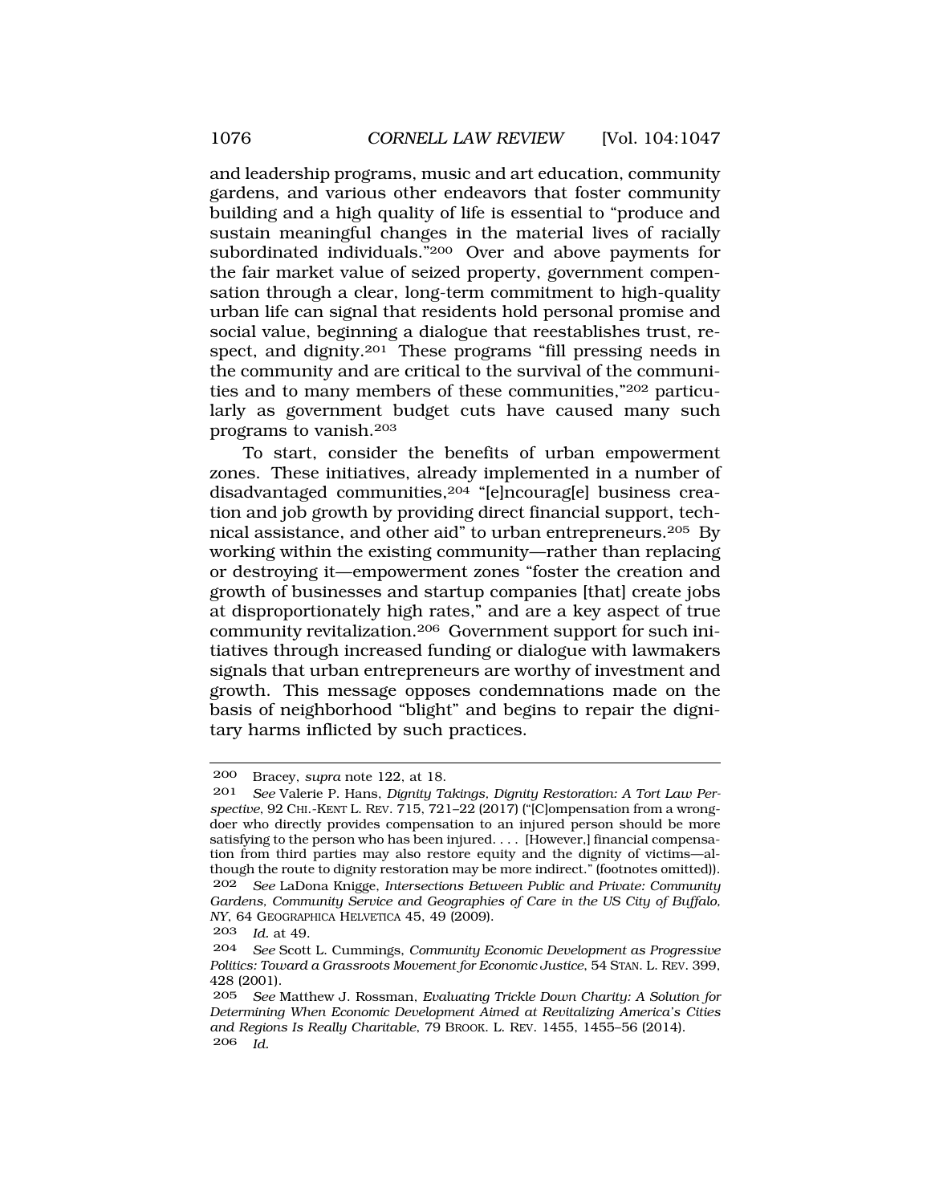and leadership programs, music and art education, community gardens, and various other endeavors that foster community building and a high quality of life is essential to "produce and sustain meaningful changes in the material lives of racially subordinated individuals."[200] Over and above payments for the fair market value of seized property, government compensation through a clear, long-term commitment to high-quality urban life can signal that residents hold personal promise and social value, beginning a dialogue that reestablishes trust, respect, and dignity.[201] These programs "fill pressing needs in the community and are critical to the survival of the communities and to many members of these communities,"[202] particularly as government budget cuts have caused many such programs to vanish.[203]

To start, consider the benefits of urban empowerment zones. These initiatives, already implemented in a number of disadvantaged communities,[204] "[e]ncourag[e] business creation and job growth by providing direct financial support, technical assistance, and other aid" to urban entrepreneurs.[205] By working within the existing community—rather than replacing or destroying it—empowerment zones "foster the creation and growth of businesses and startup companies [that] create jobs at disproportionately high rates," and are a key aspect of true community revitalization.[206] Government support for such initiatives through increased funding or dialogue with lawmakers signals that urban entrepreneurs are worthy of investment and growth. This message opposes condemnations made on the basis of neighborhood "blight" and begins to repair the dignitary harms inflicted by such practices.

---

200 Bracey, *supra* note 122, at 18.

201 *See* Valerie P. Hans, *Dignity Takings, Dignity Restoration: A Tort Law Perspective*, 92 CHI.-KENT L. REV. 715, 721–22 (2017) ("[C]ompensation from a wrongdoer who directly provides compensation to an injured person should be more satisfying to the person who has been injured. . . . [However,] financial compensation from third parties may also restore equity and the dignity of victims—although the route to dignity restoration may be more indirect." (footnotes omitted)).

202 *See* LaDona Knigge, *Intersections Between Public and Private: Community Gardens, Community Service and Geographies of Care in the US City of Buffalo, NY*, 64 GEOGRAPHICA HELVETICA 45, 49 (2009).

203 *Id.* at 49.

204 *See* Scott L. Cummings, *Community Economic Development as Progressive Politics: Toward a Grassroots Movement for Economic Justice*, 54 STAN. L. REV. 399, 428 (2001).

205 *See* Matthew J. Rossman, *Evaluating Trickle Down Charity: A Solution for Determining When Economic Development Aimed at Revitalizing America's Cities and Regions Is Really Charitable*, 79 BROOK. L. REV. 1455, 1455–56 (2014).

206 *Id.*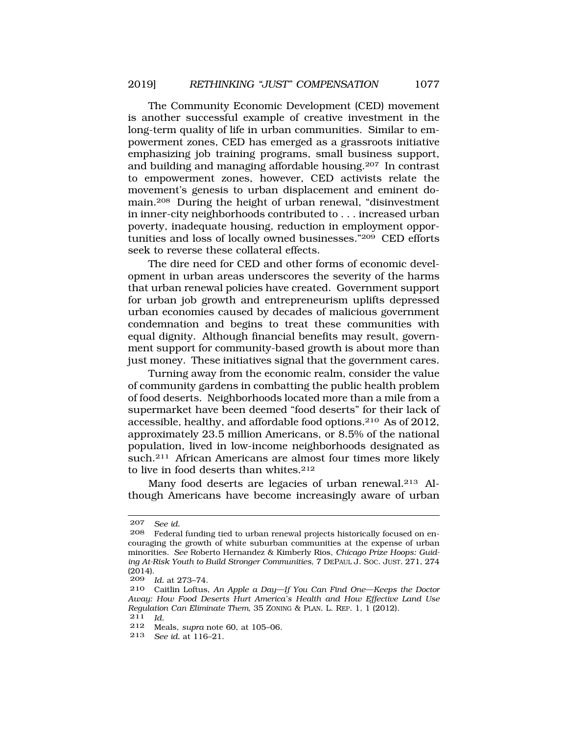The Community Economic Development (CED) movement is another successful example of creative investment in the long-term quality of life in urban communities. Similar to empowerment zones, CED has emerged as a grassroots initiative emphasizing job training programs, small business support, and building and managing affordable housing.[207] In contrast to empowerment zones, however, CED activists relate the movement's genesis to urban displacement and eminent domain.[208] During the height of urban renewal, "disinvestment in inner-city neighborhoods contributed to . . . increased urban poverty, inadequate housing, reduction in employment opportunities and loss of locally owned businesses."[209] CED efforts seek to reverse these collateral effects.

The dire need for CED and other forms of economic development in urban areas underscores the severity of the harms that urban renewal policies have created. Government support for urban job growth and entrepreneurism uplifts depressed urban economies caused by decades of malicious government condemnation and begins to treat these communities with equal dignity. Although financial benefits may result, government support for community-based growth is about more than just money. These initiatives signal that the government cares.

Turning away from the economic realm, consider the value of community gardens in combatting the public health problem of food deserts. Neighborhoods located more than a mile from a supermarket have been deemed "food deserts" for their lack of accessible, healthy, and affordable food options.[210] As of 2012, approximately 23.5 million Americans, or 8.5% of the national population, lived in low-income neighborhoods designated as such.[211] African Americans are almost four times more likely to live in food deserts than whites.[212]

Many food deserts are legacies of urban renewal.[213] Although Americans have become increasingly aware of urban

---

207 *See id.*

208 Federal funding tied to urban renewal projects historically focused on encouraging the growth of white suburban communities at the expense of urban minorities. *See* Roberto Hernandez & Kimberly Rios, *Chicago Prize Hoops: Guiding At-Risk Youth to Build Stronger Communities*, 7 DEPAUL J. SOC. JUST. 271, 274 (2014).

209 *Id.* at 273–74.

210 Caitlin Loftus, *An Apple a Day—If You Can Find One—Keeps the Doctor Away: How Food Deserts Hurt America's Health and How Effective Land Use Regulation Can Eliminate Them*, 35 ZONING & PLAN. L. REP. 1, 1 (2012).

211 *Id.*

212 Meals, *supra* note 60, at 105–06.

213 *See id.* at 116–21.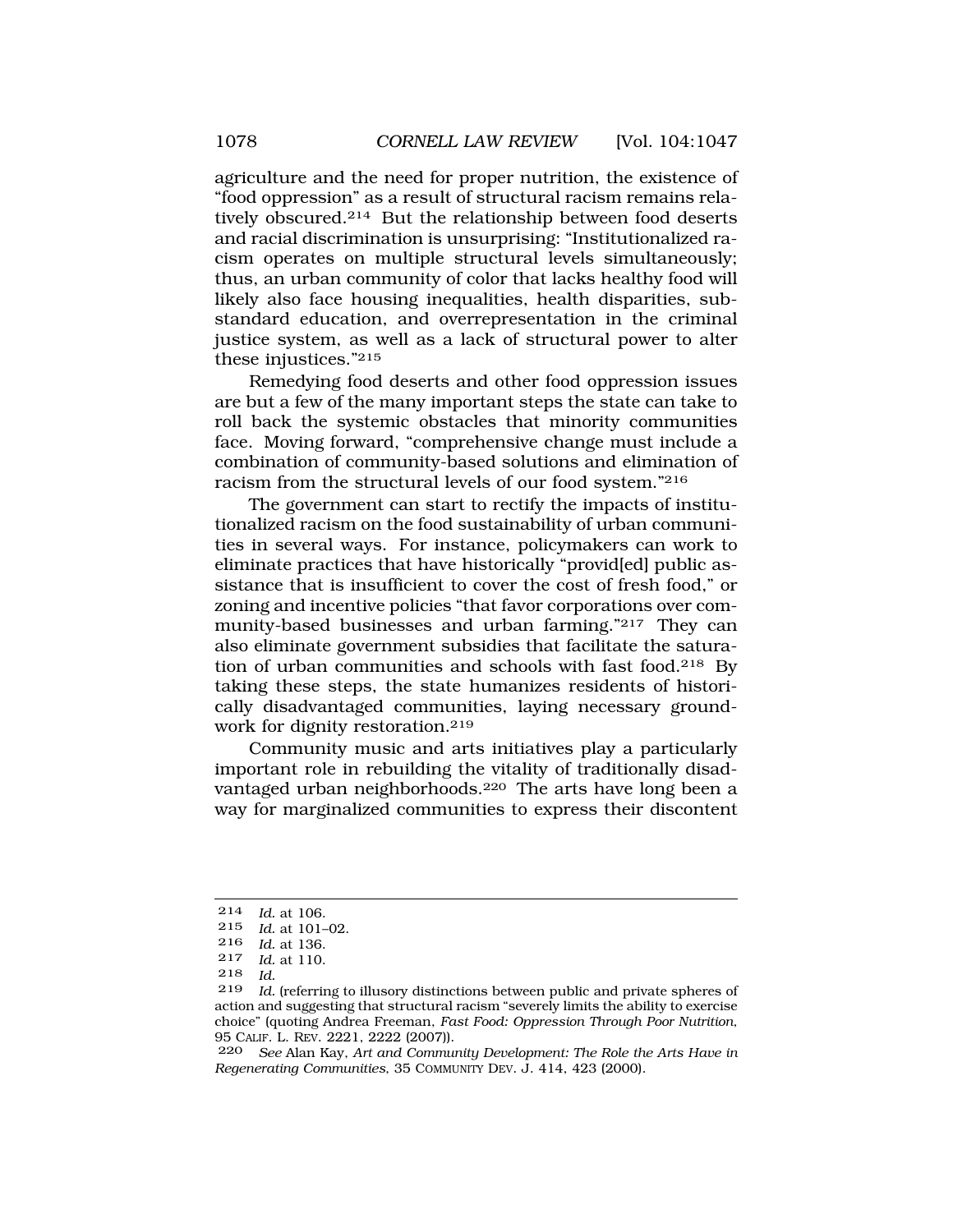agriculture and the need for proper nutrition, the existence of "food oppression" as a result of structural racism remains relatively obscured.[214] But the relationship between food deserts and racial discrimination is unsurprising: "Institutionalized racism operates on multiple structural levels simultaneously; thus, an urban community of color that lacks healthy food will likely also face housing inequalities, health disparities, substandard education, and overrepresentation in the criminal justice system, as well as a lack of structural power to alter these injustices."[215]

Remedying food deserts and other food oppression issues are but a few of the many important steps the state can take to roll back the systemic obstacles that minority communities face. Moving forward, "comprehensive change must include a combination of community-based solutions and elimination of racism from the structural levels of our food system."[216]

The government can start to rectify the impacts of institutionalized racism on the food sustainability of urban communities in several ways. For instance, policymakers can work to eliminate practices that have historically "provid[ed] public assistance that is insufficient to cover the cost of fresh food," or zoning and incentive policies "that favor corporations over community-based businesses and urban farming."[217] They can also eliminate government subsidies that facilitate the saturation of urban communities and schools with fast food.[218] By taking these steps, the state humanizes residents of historically disadvantaged communities, laying necessary groundwork for dignity restoration.[219]

Community music and arts initiatives play a particularly important role in rebuilding the vitality of traditionally disadvantaged urban neighborhoods.[220] The arts have long been a way for marginalized communities to express their discontent

---

214 *Id.* at 106.

215 *Id.* at 101–02.

216 *Id.* at 136.

217 *Id.* at 110.

218 *Id.*

219 *Id.* (referring to illusory distinctions between public and private spheres of action and suggesting that structural racism "severely limits the ability to exercise choice" (quoting Andrea Freeman, *Fast Food: Oppression Through Poor Nutrition*, 95 CALIF. L. REV. 2221, 2222 (2007)).

220 *See* Alan Kay, *Art and Community Development: The Role the Arts Have in Regenerating Communities*, 35 COMMUNITY DEV. J. 414, 423 (2000).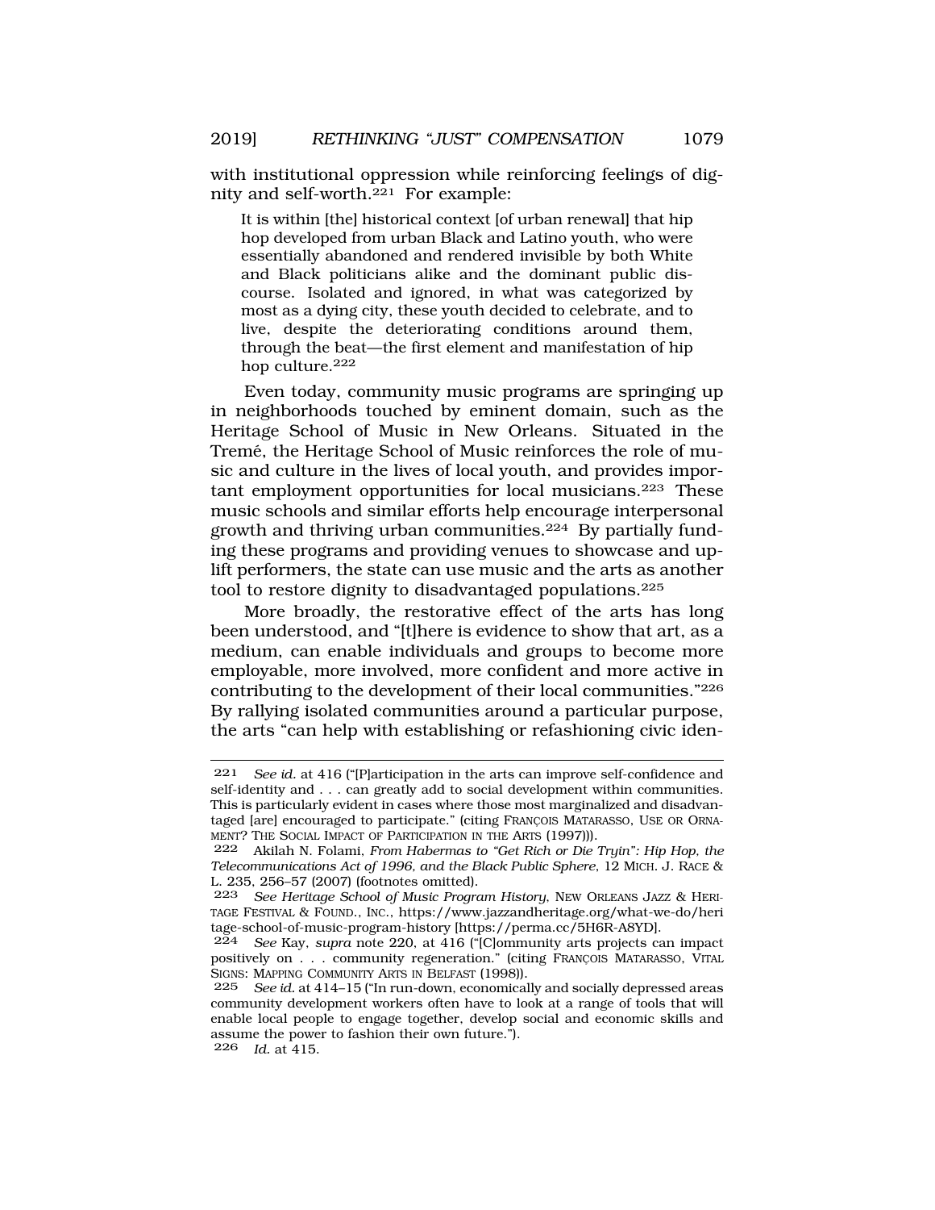with institutional oppression while reinforcing feelings of dignity and self-worth.[221] For example:

> It is within [the] historical context [of urban renewal] that hip hop developed from urban Black and Latino youth, who were essentially abandoned and rendered invisible by both White and Black politicians alike and the dominant public discourse. Isolated and ignored, in what was categorized by most as a dying city, these youth decided to celebrate, and to live, despite the deteriorating conditions around them, through the beat—the first element and manifestation of hip hop culture.[222]

Even today, community music programs are springing up in neighborhoods touched by eminent domain, such as the Heritage School of Music in New Orleans. Situated in the Tremé, the Heritage School of Music reinforces the role of music and culture in the lives of local youth, and provides important employment opportunities for local musicians.[223] These music schools and similar efforts help encourage interpersonal growth and thriving urban communities.[224] By partially funding these programs and providing venues to showcase and uplift performers, the state can use music and the arts as another tool to restore dignity to disadvantaged populations.[225]

More broadly, the restorative effect of the arts has long been understood, and "[t]here is evidence to show that art, as a medium, can enable individuals and groups to become more employable, more involved, more confident and more active in contributing to the development of their local communities."[226] By rallying isolated communities around a particular purpose, the arts "can help with establishing or refashioning civic iden-

---

221 *See id.* at 416 ("[P]articipation in the arts can improve self-confidence and self-identity and . . . can greatly add to social development within communities. This is particularly evident in cases where those most marginalized and disadvantaged [are] encouraged to participate." (citing FRANÇOIS MATARASSO, USE OR ORNAMENT? THE SOCIAL IMPACT OF PARTICIPATION IN THE ARTS (1997))).

222 Akilah N. Folami, *From Habermas to "Get Rich or Die Tryin": Hip Hop, the Telecommunications Act of 1996, and the Black Public Sphere*, 12 MICH. J. RACE & L. 235, 256–57 (2007) (footnotes omitted).

223 *See Heritage School of Music Program History*, NEW ORLEANS JAZZ & HERITAGE FESTIVAL & FOUND., INC., https://www.jazzandheritage.org/what-we-do/heritage-school-of-music-program-history [https://perma.cc/5H6R-A8YD].

224 *See* Kay, *supra* note 220, at 416 ("[C]ommunity arts projects can impact positively on . . . community regeneration." (citing FRANÇOIS MATARASSO, VITAL SIGNS: MAPPING COMMUNITY ARTS IN BELFAST (1998)).

225 *See id.* at 414–15 ("In run-down, economically and socially depressed areas community development workers often have to look at a range of tools that will enable local people to engage together, develop social and economic skills and assume the power to fashion their own future.").

226 *Id.* at 415.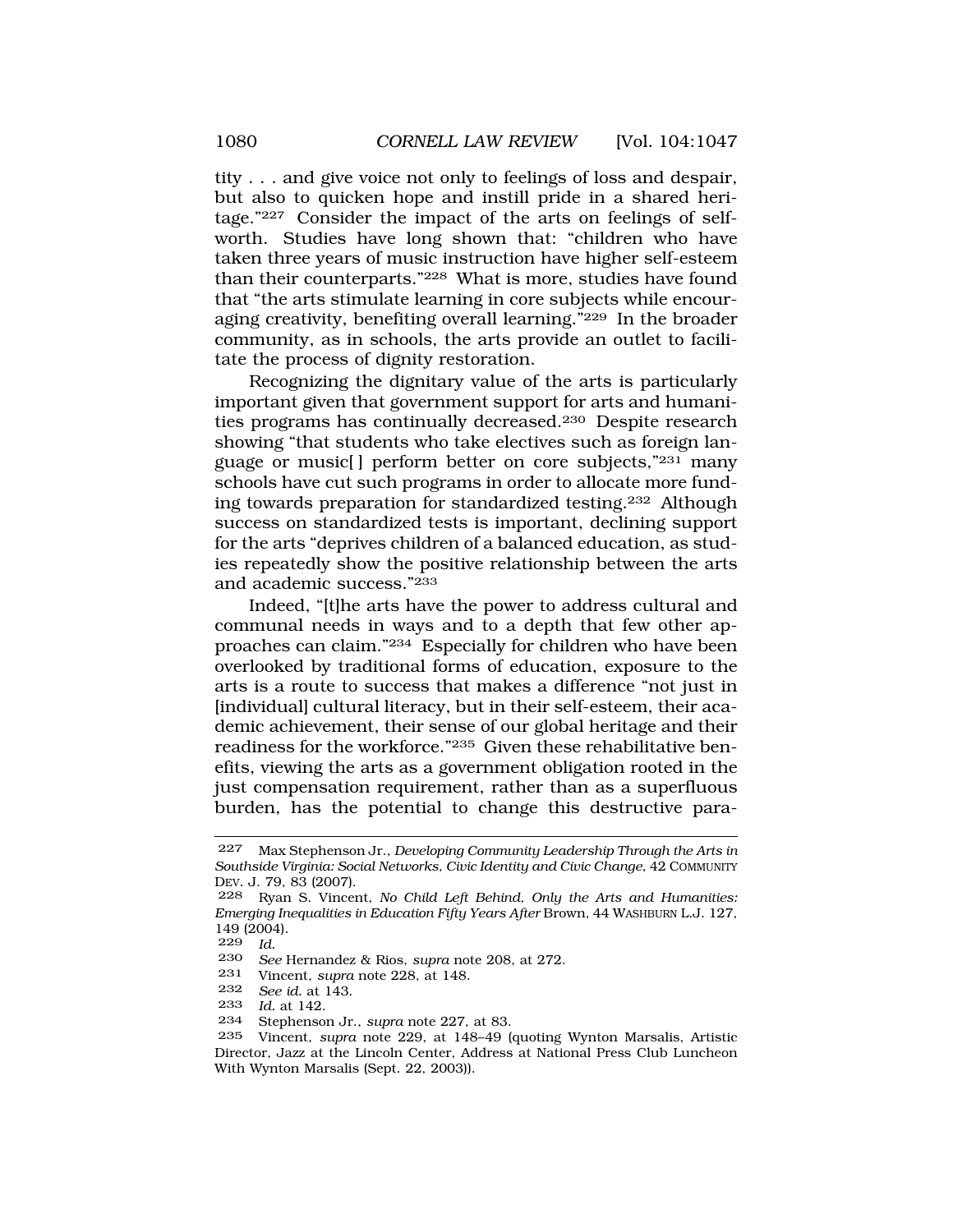tity . . . and give voice not only to feelings of loss and despair, but also to quicken hope and instill pride in a shared heritage."[227] Consider the impact of the arts on feelings of self-worth. Studies have long shown that: "children who have taken three years of music instruction have higher self-esteem than their counterparts."[228] What is more, studies have found that "the arts stimulate learning in core subjects while encouraging creativity, benefiting overall learning."[229] In the broader community, as in schools, the arts provide an outlet to facilitate the process of dignity restoration.

Recognizing the dignitary value of the arts is particularly important given that government support for arts and humanities programs has continually decreased.[230] Despite research showing "that students who take electives such as foreign language or music[ ] perform better on core subjects,"[231] many schools have cut such programs in order to allocate more funding towards preparation for standardized testing.[232] Although success on standardized tests is important, declining support for the arts "deprives children of a balanced education, as studies repeatedly show the positive relationship between the arts and academic success."[233]

Indeed, "[t]he arts have the power to address cultural and communal needs in ways and to a depth that few other approaches can claim."[234] Especially for children who have been overlooked by traditional forms of education, exposure to the arts is a route to success that makes a difference "not just in [individual] cultural literacy, but in their self-esteem, their academic achievement, their sense of our global heritage and their readiness for the workforce."[235] Given these rehabilitative benefits, viewing the arts as a government obligation rooted in the just compensation requirement, rather than as a superfluous burden, has the potential to change this destructive para-

---

227 Max Stephenson Jr., *Developing Community Leadership Through the Arts in Southside Virginia: Social Networks, Civic Identity and Civic Change*, 42 COMMUNITY DEV. J. 79, 83 (2007).

228 Ryan S. Vincent, *No Child Left Behind, Only the Arts and Humanities: Emerging Inequalities in Education Fifty Years After* Brown, 44 WASHBURN L.J. 127, 149 (2004).

229 *Id.*

230 *See* Hernandez & Rios, *supra* note 208, at 272.

231 Vincent, *supra* note 228, at 148.

232 *See id.* at 143.

233 *Id.* at 142.

234 Stephenson Jr., *supra* note 227, at 83.

235 Vincent, *supra* note 229, at 148–49 (quoting Wynton Marsalis, Artistic Director, Jazz at the Lincoln Center, Address at National Press Club Luncheon With Wynton Marsalis (Sept. 22, 2003)).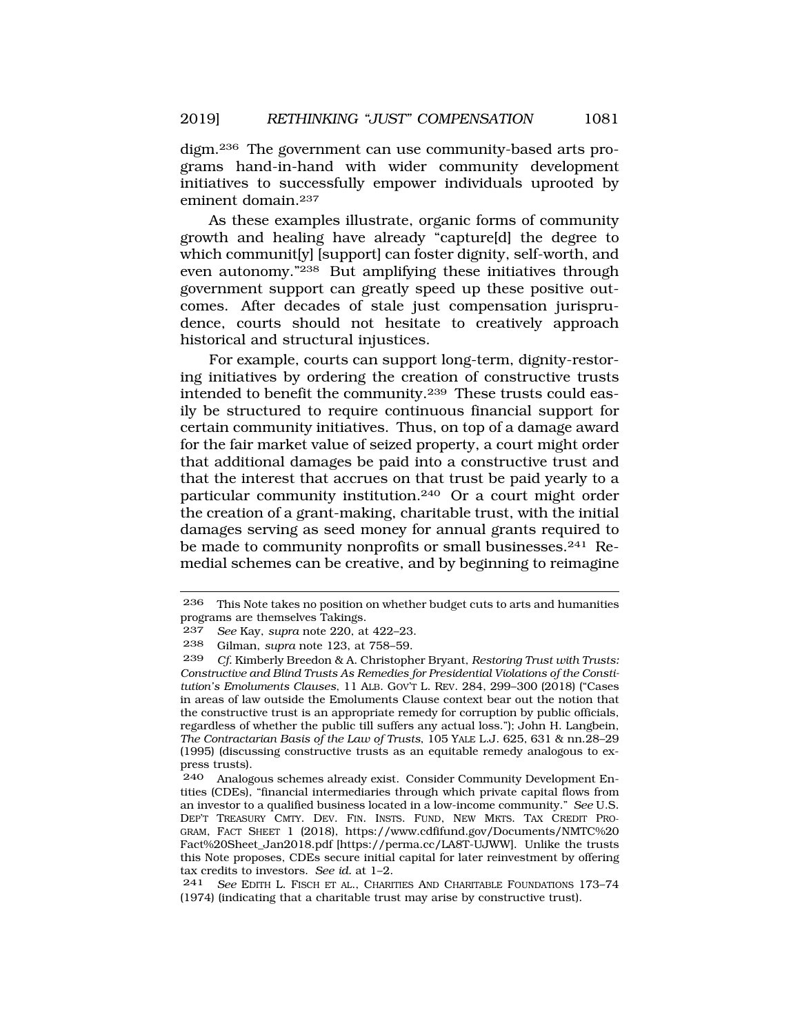digm.[236] The government can use community-based arts programs hand-in-hand with wider community development initiatives to successfully empower individuals uprooted by eminent domain.[237]

As these examples illustrate, organic forms of community growth and healing have already "capture[d] the degree to which communit[y] [support] can foster dignity, self-worth, and even autonomy."[238] But amplifying these initiatives through government support can greatly speed up these positive outcomes. After decades of stale just compensation jurisprudence, courts should not hesitate to creatively approach historical and structural injustices.

For example, courts can support long-term, dignity-restoring initiatives by ordering the creation of constructive trusts intended to benefit the community.[239] These trusts could easily be structured to require continuous financial support for certain community initiatives. Thus, on top of a damage award for the fair market value of seized property, a court might order that additional damages be paid into a constructive trust and that the interest that accrues on that trust be paid yearly to a particular community institution.[240] Or a court might order the creation of a grant-making, charitable trust, with the initial damages serving as seed money for annual grants required to be made to community nonprofits or small businesses.[241] Remedial schemes can be creative, and by beginning to reimagine

---

236 This Note takes no position on whether budget cuts to arts and humanities programs are themselves Takings.

237 *See* Kay, *supra* note 220, at 422–23.

238 Gilman, *supra* note 123, at 758–59.

239 *Cf.* Kimberly Breedon & A. Christopher Bryant, *Restoring Trust with Trusts: Constructive and Blind Trusts As Remedies for Presidential Violations of the Constitution's Emoluments Clauses*, 11 ALB. GOV'T L. REV. 284, 299–300 (2018) ("Cases in areas of law outside the Emoluments Clause context bear out the notion that the constructive trust is an appropriate remedy for corruption by public officials, regardless of whether the public till suffers any actual loss."); John H. Langbein, *The Contractarian Basis of the Law of Trusts*, 105 YALE L.J. 625, 631 & nn.28–29 (1995) (discussing constructive trusts as an equitable remedy analogous to express trusts).

240 Analogous schemes already exist. Consider Community Development Entities (CDEs), "financial intermediaries through which private capital flows from an investor to a qualified business located in a low-income community." *See* U.S. DEP'T TREASURY CMTY. DEV. FIN. INSTS. FUND, NEW MKTS. TAX CREDIT PROGRAM, FACT SHEET 1 (2018), https://www.cdfifund.gov/Documents/NMTC%20Fact%20Sheet_Jan2018.pdf [https://perma.cc/LA8T-UJWW]. Unlike the trusts this Note proposes, CDEs secure initial capital for later reinvestment by offering tax credits to investors. *See id.* at 1–2.

241 *See* EDITH L. FISCH ET AL., CHARITIES AND CHARITABLE FOUNDATIONS 173–74 (1974) (indicating that a charitable trust may arise by constructive trust).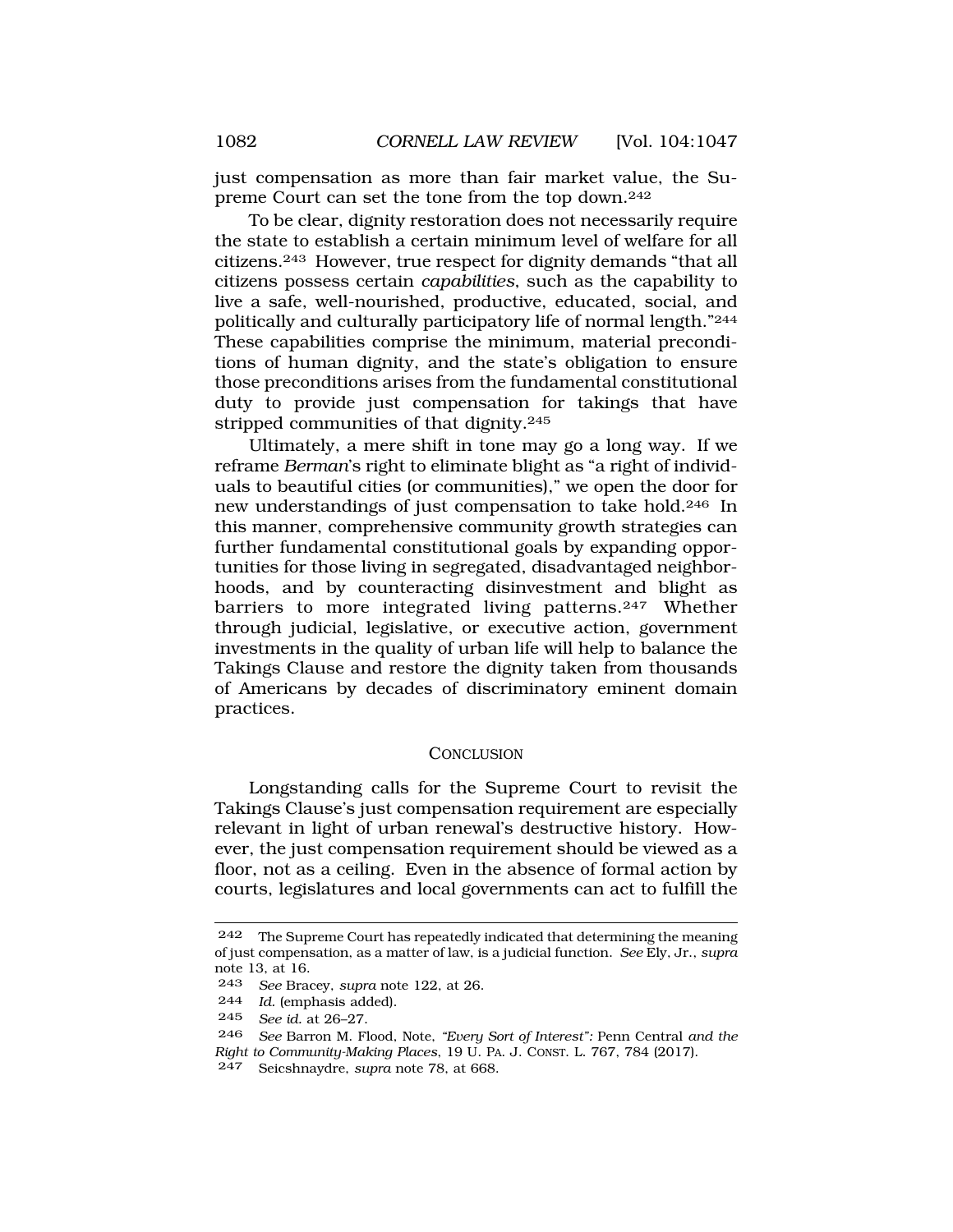just compensation as more than fair market value, the Supreme Court can set the tone from the top down.[242]

To be clear, dignity restoration does not necessarily require the state to establish a certain minimum level of welfare for all citizens.[243] However, true respect for dignity demands "that all citizens possess certain *capabilities*, such as the capability to live a safe, well-nourished, productive, educated, social, and politically and culturally participatory life of normal length."[244] These capabilities comprise the minimum, material preconditions of human dignity, and the state's obligation to ensure those preconditions arises from the fundamental constitutional duty to provide just compensation for takings that have stripped communities of that dignity.[245]

Ultimately, a mere shift in tone may go a long way. If we reframe *Berman*'s right to eliminate blight as "a right of individuals to beautiful cities (or communities)," we open the door for new understandings of just compensation to take hold.[246] In this manner, comprehensive community growth strategies can further fundamental constitutional goals by expanding opportunities for those living in segregated, disadvantaged neighborhoods, and by counteracting disinvestment and blight as barriers to more integrated living patterns.[247] Whether through judicial, legislative, or executive action, government investments in the quality of urban life will help to balance the Takings Clause and restore the dignity taken from thousands of Americans by decades of discriminatory eminent domain practices.

## CONCLUSION

Longstanding calls for the Supreme Court to revisit the Takings Clause's just compensation requirement are especially relevant in light of urban renewal's destructive history. However, the just compensation requirement should be viewed as a floor, not as a ceiling. Even in the absence of formal action by courts, legislatures and local governments can act to fulfill the

---

242 The Supreme Court has repeatedly indicated that determining the meaning of just compensation, as a matter of law, is a judicial function. *See* Ely, Jr., *supra* note 13, at 16.

243 *See* Bracey, *supra* note 122, at 26.

244 *Id.* (emphasis added).

245 *See id.* at 26–27.

246 *See* Barron M. Flood, Note, *"Every Sort of Interest":* Penn Central *and the Right to Community-Making Places*, 19 U. PA. J. CONST. L. 767, 784 (2017).

247 Seicshnaydre, *supra* note 78, at 668.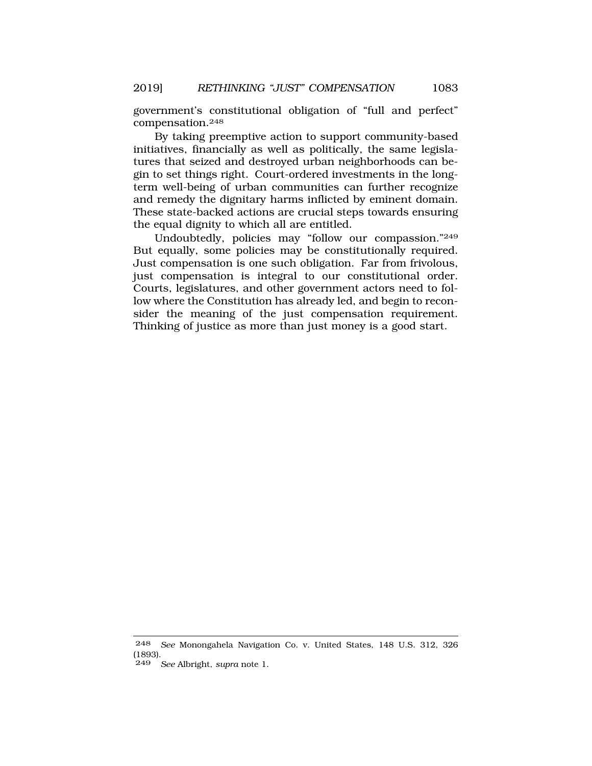government's constitutional obligation of "full and perfect" compensation.[248]

By taking preemptive action to support community-based initiatives, financially as well as politically, the same legislatures that seized and destroyed urban neighborhoods can begin to set things right. Court-ordered investments in the long-term well-being of urban communities can further recognize and remedy the dignitary harms inflicted by eminent domain. These state-backed actions are crucial steps towards ensuring the equal dignity to which all are entitled.

Undoubtedly, policies may "follow our compassion."[249] But equally, some policies may be constitutionally required. Just compensation is one such obligation. Far from frivolous, just compensation is integral to our constitutional order. Courts, legislatures, and other government actors need to follow where the Constitution has already led, and begin to reconsider the meaning of the just compensation requirement. Thinking of justice as more than just money is a good start.

---

[248] *See* Monongahela Navigation Co. v. United States, 148 U.S. 312, 326 (1893).

[249] *See* Albright, *supra* note 1.